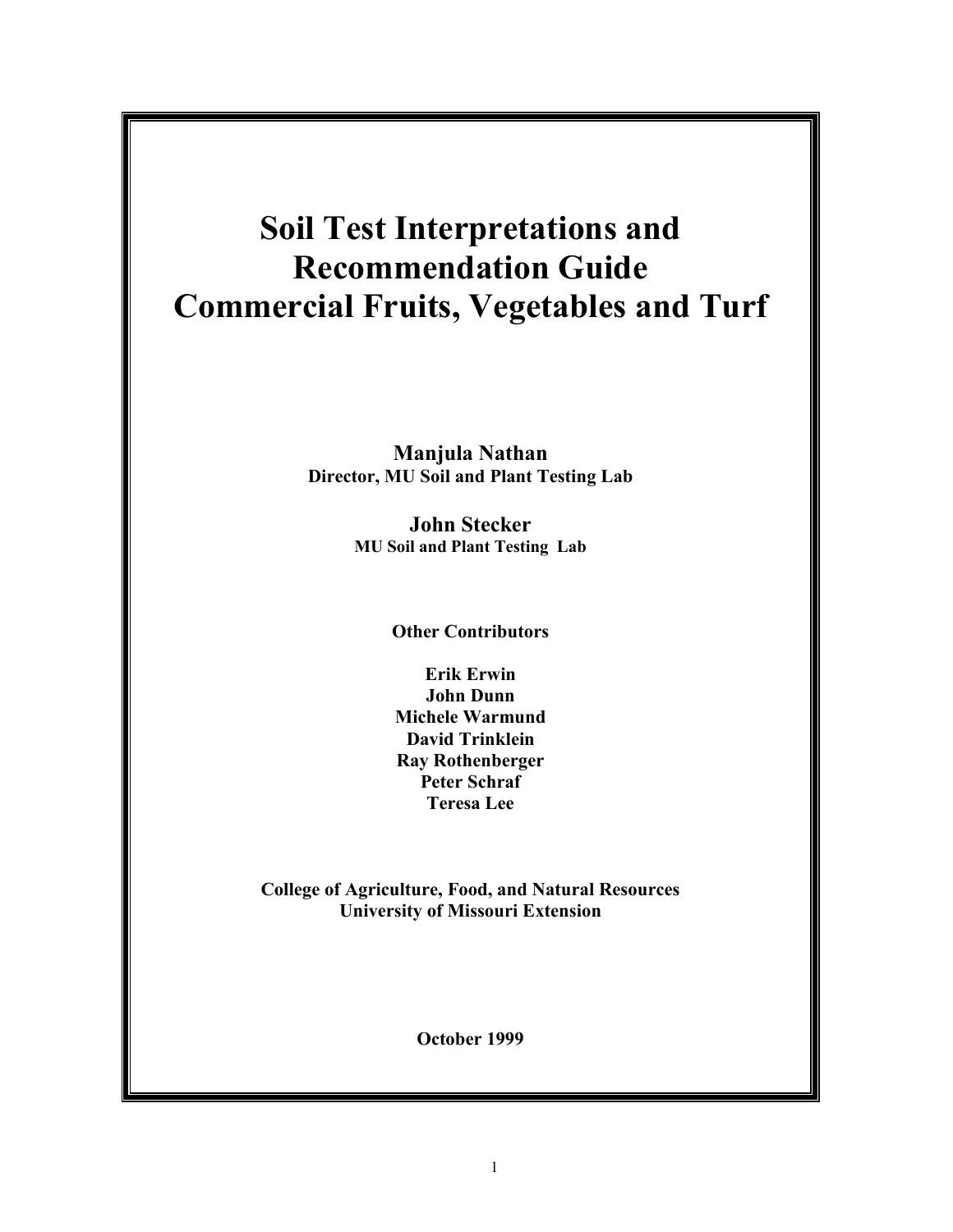# Soil Test Interpretations and Recommendation Guide
# Commercial Fruits, Vegetables and Turf

**Manjula Nathan**
**Director, MU Soil and Plant Testing Lab**

**John Stecker**
**MU Soil and Plant Testing Lab**

**Other Contributors**

**Erik Erwin**
**John Dunn**
**Michele Warmund**
**David Trinklein**
**Ray Rothenberger**
**Peter Schraf**
**Teresa Lee**

**College of Agriculture, Food, and Natural Resources**
**University of Missouri Extension**

**October 1999**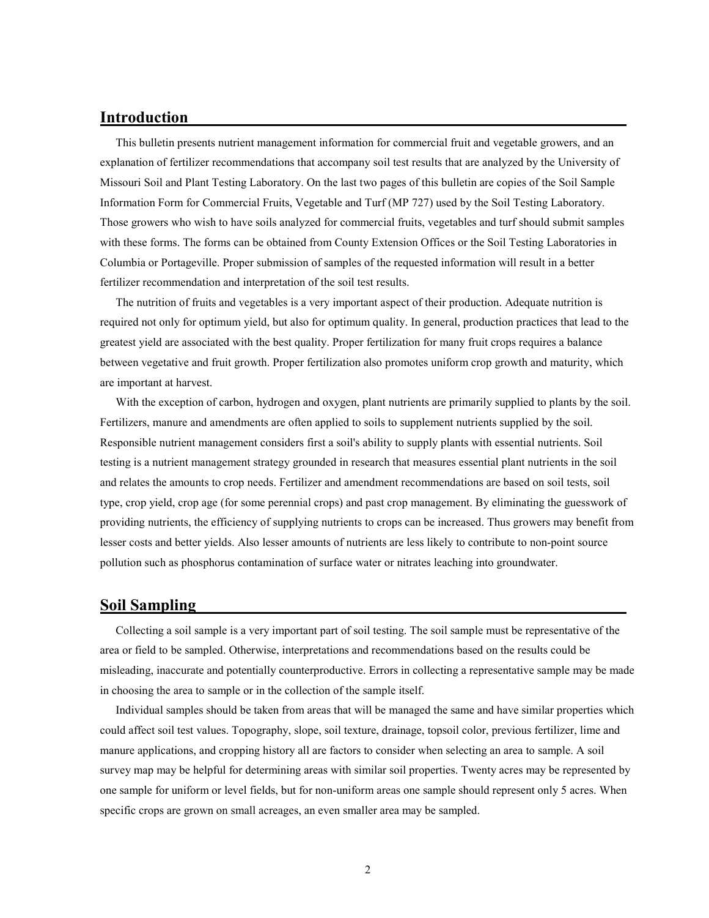## Introduction

This bulletin presents nutrient management information for commercial fruit and vegetable growers, and an explanation of fertilizer recommendations that accompany soil test results that are analyzed by the University of Missouri Soil and Plant Testing Laboratory. On the last two pages of this bulletin are copies of the Soil Sample Information Form for Commercial Fruits, Vegetable and Turf (MP 727) used by the Soil Testing Laboratory. Those growers who wish to have soils analyzed for commercial fruits, vegetables and turf should submit samples with these forms. The forms can be obtained from County Extension Offices or the Soil Testing Laboratories in Columbia or Portageville. Proper submission of samples of the requested information will result in a better fertilizer recommendation and interpretation of the soil test results.

The nutrition of fruits and vegetables is a very important aspect of their production. Adequate nutrition is required not only for optimum yield, but also for optimum quality. In general, production practices that lead to the greatest yield are associated with the best quality. Proper fertilization for many fruit crops requires a balance between vegetative and fruit growth. Proper fertilization also promotes uniform crop growth and maturity, which are important at harvest.

With the exception of carbon, hydrogen and oxygen, plant nutrients are primarily supplied to plants by the soil. Fertilizers, manure and amendments are often applied to soils to supplement nutrients supplied by the soil. Responsible nutrient management considers first a soil's ability to supply plants with essential nutrients. Soil testing is a nutrient management strategy grounded in research that measures essential plant nutrients in the soil and relates the amounts to crop needs. Fertilizer and amendment recommendations are based on soil tests, soil type, crop yield, crop age (for some perennial crops) and past crop management. By eliminating the guesswork of providing nutrients, the efficiency of supplying nutrients to crops can be increased. Thus growers may benefit from lesser costs and better yields. Also lesser amounts of nutrients are less likely to contribute to non-point source pollution such as phosphorus contamination of surface water or nitrates leaching into groundwater.

## Soil Sampling

Collecting a soil sample is a very important part of soil testing. The soil sample must be representative of the area or field to be sampled. Otherwise, interpretations and recommendations based on the results could be misleading, inaccurate and potentially counterproductive. Errors in collecting a representative sample may be made in choosing the area to sample or in the collection of the sample itself.

Individual samples should be taken from areas that will be managed the same and have similar properties which could affect soil test values. Topography, slope, soil texture, drainage, topsoil color, previous fertilizer, lime and manure applications, and cropping history all are factors to consider when selecting an area to sample. A soil survey map may be helpful for determining areas with similar soil properties. Twenty acres may be represented by one sample for uniform or level fields, but for non-uniform areas one sample should represent only 5 acres. When specific crops are grown on small acreages, an even smaller area may be sampled.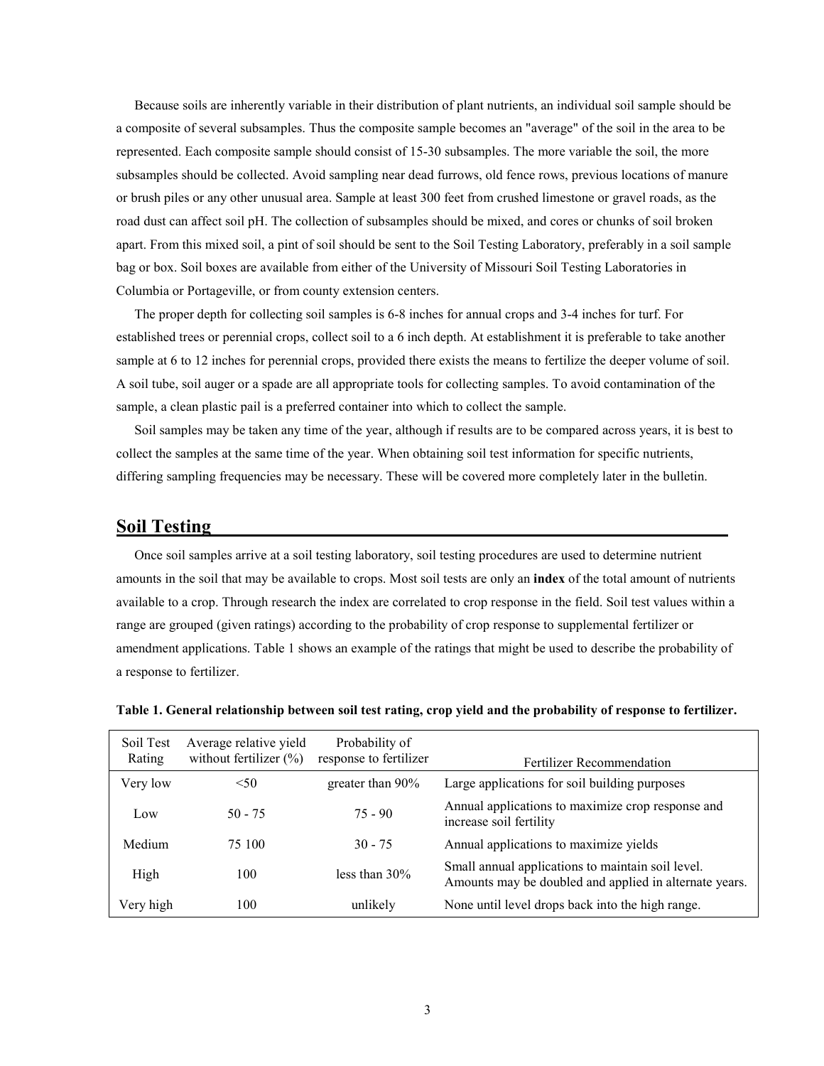Because soils are inherently variable in their distribution of plant nutrients, an individual soil sample should be a composite of several subsamples. Thus the composite sample becomes an "average" of the soil in the area to be represented. Each composite sample should consist of 15-30 subsamples. The more variable the soil, the more subsamples should be collected. Avoid sampling near dead furrows, old fence rows, previous locations of manure or brush piles or any other unusual area. Sample at least 300 feet from crushed limestone or gravel roads, as the road dust can affect soil pH. The collection of subsamples should be mixed, and cores or chunks of soil broken apart. From this mixed soil, a pint of soil should be sent to the Soil Testing Laboratory, preferably in a soil sample bag or box. Soil boxes are available from either of the University of Missouri Soil Testing Laboratories in Columbia or Portageville, or from county extension centers.

The proper depth for collecting soil samples is 6-8 inches for annual crops and 3-4 inches for turf. For established trees or perennial crops, collect soil to a 6 inch depth. At establishment it is preferable to take another sample at 6 to 12 inches for perennial crops, provided there exists the means to fertilize the deeper volume of soil. A soil tube, soil auger or a spade are all appropriate tools for collecting samples. To avoid contamination of the sample, a clean plastic pail is a preferred container into which to collect the sample.

Soil samples may be taken any time of the year, although if results are to be compared across years, it is best to collect the samples at the same time of the year. When obtaining soil test information for specific nutrients, differing sampling frequencies may be necessary. These will be covered more completely later in the bulletin.

## Soil Testing

Once soil samples arrive at a soil testing laboratory, soil testing procedures are used to determine nutrient amounts in the soil that may be available to crops. Most soil tests are only an **index** of the total amount of nutrients available to a crop. Through research the index are correlated to crop response in the field. Soil test values within a range are grouped (given ratings) according to the probability of crop response to supplemental fertilizer or amendment applications. Table 1 shows an example of the ratings that might be used to describe the probability of a response to fertilizer.

**Table 1. General relationship between soil test rating, crop yield and the probability of response to fertilizer.**

| Soil Test Rating | Average relative yield without fertilizer (%) | Probability of response to fertilizer | Fertilizer Recommendation |
|---|---|---|---|
| Very low | <50 | greater than 90% | Large applications for soil building purposes |
| Low | 50 - 75 | 75 - 90 | Annual applications to maximize crop response and increase soil fertility |
| Medium | 75 100 | 30 - 75 | Annual applications to maximize yields |
| High | 100 | less than 30% | Small annual applications to maintain soil level. Amounts may be doubled and applied in alternate years. |
| Very high | 100 | unlikely | None until level drops back into the high range. |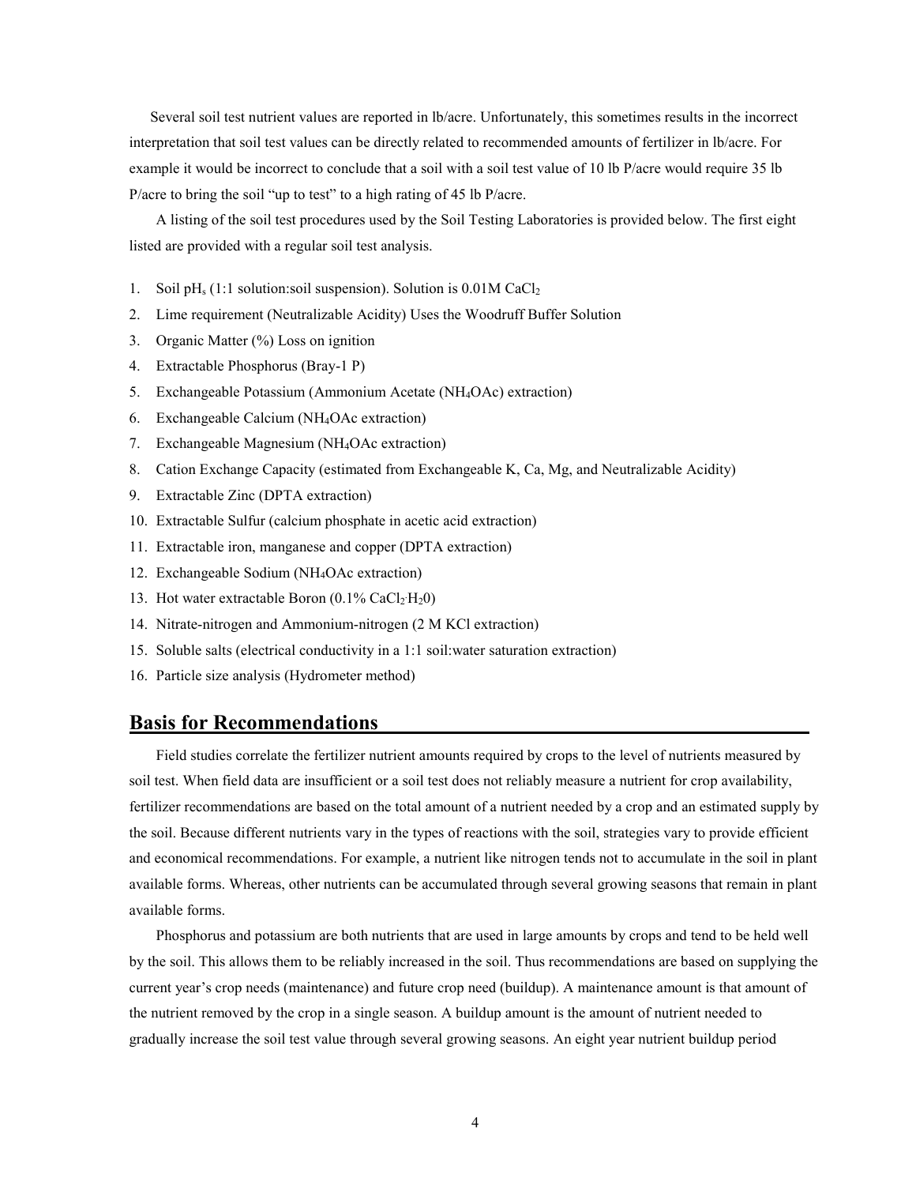Several soil test nutrient values are reported in lb/acre. Unfortunately, this sometimes results in the incorrect interpretation that soil test values can be directly related to recommended amounts of fertilizer in lb/acre. For example it would be incorrect to conclude that a soil with a soil test value of 10 lb P/acre would require 35 lb P/acre to bring the soil "up to test" to a high rating of 45 lb P/acre.

A listing of the soil test procedures used by the Soil Testing Laboratories is provided below. The first eight listed are provided with a regular soil test analysis.

1. Soil $pH_s$ (1:1 solution:soil suspension). Solution is 0.01M $CaCl_2$
2. Lime requirement (Neutralizable Acidity) Uses the Woodruff Buffer Solution
3. Organic Matter (%) Loss on ignition
4. Extractable Phosphorus (Bray-1 P)
5. Exchangeable Potassium (Ammonium Acetate ($NH_4OAc$) extraction)
6. Exchangeable Calcium ($NH_4OAc$ extraction)
7. Exchangeable Magnesium ($NH_4OAc$ extraction)
8. Cation Exchange Capacity (estimated from Exchangeable K, Ca, Mg, and Neutralizable Acidity)
9. Extractable Zinc (DPTA extraction)
10. Extractable Sulfur (calcium phosphate in acetic acid extraction)
11. Extractable iron, manganese and copper (DPTA extraction)
12. Exchangeable Sodium ($NH_4OAc$ extraction)
13. Hot water extractable Boron (0.1% $CaCl_2 \cdot H_2O$)
14. Nitrate-nitrogen and Ammonium-nitrogen (2 M KCl extraction)
15. Soluble salts (electrical conductivity in a 1:1 soil:water saturation extraction)
16. Particle size analysis (Hydrometer method)

## Basis for Recommendations

Field studies correlate the fertilizer nutrient amounts required by crops to the level of nutrients measured by soil test. When field data are insufficient or a soil test does not reliably measure a nutrient for crop availability, fertilizer recommendations are based on the total amount of a nutrient needed by a crop and an estimated supply by the soil. Because different nutrients vary in the types of reactions with the soil, strategies vary to provide efficient and economical recommendations. For example, a nutrient like nitrogen tends not to accumulate in the soil in plant available forms. Whereas, other nutrients can be accumulated through several growing seasons that remain in plant available forms.

Phosphorus and potassium are both nutrients that are used in large amounts by crops and tend to be held well by the soil. This allows them to be reliably increased in the soil. Thus recommendations are based on supplying the current year's crop needs (maintenance) and future crop need (buildup). A maintenance amount is that amount of the nutrient removed by the crop in a single season. A buildup amount is the amount of nutrient needed to gradually increase the soil test value through several growing seasons. An eight year nutrient buildup period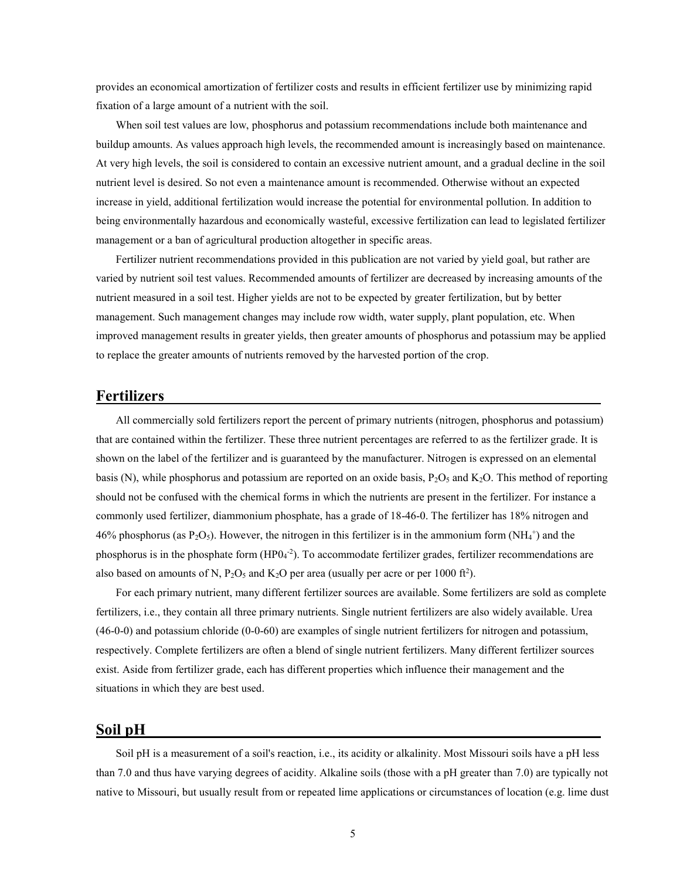provides an economical amortization of fertilizer costs and results in efficient fertilizer use by minimizing rapid fixation of a large amount of a nutrient with the soil.

When soil test values are low, phosphorus and potassium recommendations include both maintenance and buildup amounts. As values approach high levels, the recommended amount is increasingly based on maintenance. At very high levels, the soil is considered to contain an excessive nutrient amount, and a gradual decline in the soil nutrient level is desired. So not even a maintenance amount is recommended. Otherwise without an expected increase in yield, additional fertilization would increase the potential for environmental pollution. In addition to being environmentally hazardous and economically wasteful, excessive fertilization can lead to legislated fertilizer management or a ban of agricultural production altogether in specific areas.

Fertilizer nutrient recommendations provided in this publication are not varied by yield goal, but rather are varied by nutrient soil test values. Recommended amounts of fertilizer are decreased by increasing amounts of the nutrient measured in a soil test. Higher yields are not to be expected by greater fertilization, but by better management. Such management changes may include row width, water supply, plant population, etc. When improved management results in greater yields, then greater amounts of phosphorus and potassium may be applied to replace the greater amounts of nutrients removed by the harvested portion of the crop.

## Fertilizers

All commercially sold fertilizers report the percent of primary nutrients (nitrogen, phosphorus and potassium) that are contained within the fertilizer. These three nutrient percentages are referred to as the fertilizer grade. It is shown on the label of the fertilizer and is guaranteed by the manufacturer. Nitrogen is expressed on an elemental basis (N), while phosphorus and potassium are reported on an oxide basis, $P_2O_5$ and $K_2O$. This method of reporting should not be confused with the chemical forms in which the nutrients are present in the fertilizer. For instance a commonly used fertilizer, diammonium phosphate, has a grade of 18-46-0. The fertilizer has 18% nitrogen and 46% phosphorus (as $P_2O_5$). However, the nitrogen in this fertilizer is in the ammonium form ($NH_4^+$) and the phosphorus is in the phosphate form ($HP0_4^{-2}$). To accommodate fertilizer grades, fertilizer recommendations are also based on amounts of N, $P_2O_5$ and $K_2O$ per area (usually per acre or per 1000 ft$^2$).

For each primary nutrient, many different fertilizer sources are available. Some fertilizers are sold as complete fertilizers, i.e., they contain all three primary nutrients. Single nutrient fertilizers are also widely available. Urea (46-0-0) and potassium chloride (0-0-60) are examples of single nutrient fertilizers for nitrogen and potassium, respectively. Complete fertilizers are often a blend of single nutrient fertilizers. Many different fertilizer sources exist. Aside from fertilizer grade, each has different properties which influence their management and the situations in which they are best used.

## Soil pH

Soil pH is a measurement of a soil's reaction, i.e., its acidity or alkalinity. Most Missouri soils have a pH less than 7.0 and thus have varying degrees of acidity. Alkaline soils (those with a pH greater than 7.0) are typically not native to Missouri, but usually result from or repeated lime applications or circumstances of location (e.g. lime dust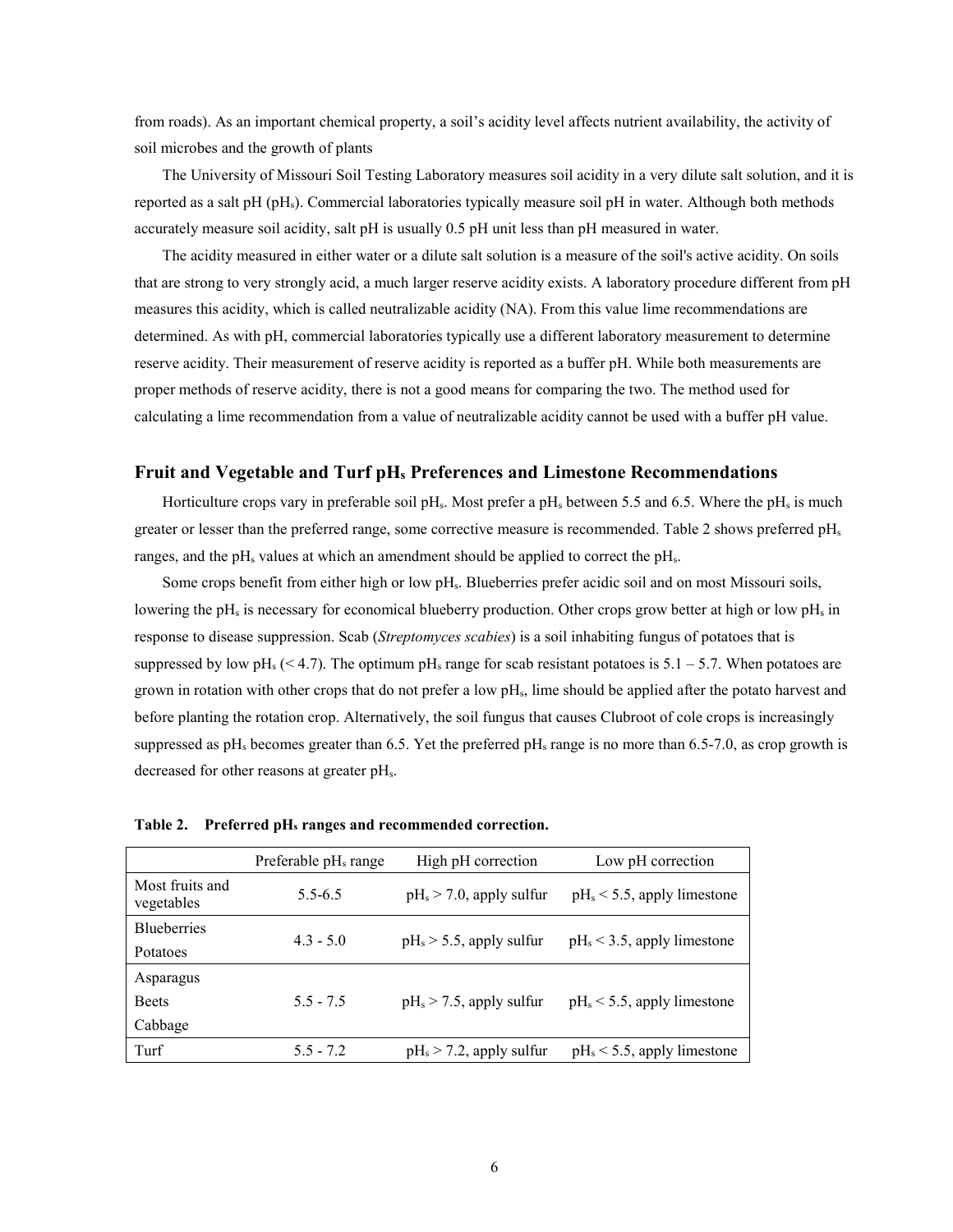from roads). As an important chemical property, a soil's acidity level affects nutrient availability, the activity of soil microbes and the growth of plants

The University of Missouri Soil Testing Laboratory measures soil acidity in a very dilute salt solution, and it is reported as a salt pH ($pH_s$). Commercial laboratories typically measure soil pH in water. Although both methods accurately measure soil acidity, salt pH is usually 0.5 pH unit less than pH measured in water.

The acidity measured in either water or a dilute salt solution is a measure of the soil's active acidity. On soils that are strong to very strongly acid, a much larger reserve acidity exists. A laboratory procedure different from pH measures this acidity, which is called neutralizable acidity (NA). From this value lime recommendations are determined. As with pH, commercial laboratories typically use a different laboratory measurement to determine reserve acidity. Their measurement of reserve acidity is reported as a buffer pH. While both measurements are proper methods of reserve acidity, there is not a good means for comparing the two. The method used for calculating a lime recommendation from a value of neutralizable acidity cannot be used with a buffer pH value.

## Fruit and Vegetable and Turf $pH_s$ Preferences and Limestone Recommendations

Horticulture crops vary in preferable soil $pH_s$. Most prefer a $pH_s$ between 5.5 and 6.5. Where the $pH_s$ is much greater or lesser than the preferred range, some corrective measure is recommended. Table 2 shows preferred $pH_s$ ranges, and the $pH_s$ values at which an amendment should be applied to correct the $pH_s$.

Some crops benefit from either high or low $pH_s$. Blueberries prefer acidic soil and on most Missouri soils, lowering the $pH_s$ is necessary for economical blueberry production. Other crops grow better at high or low $pH_s$ in response to disease suppression. Scab (*Streptomyces scabies*) is a soil inhabiting fungus of potatoes that is suppressed by low $pH_s$ (< 4.7). The optimum $pH_s$ range for scab resistant potatoes is 5.1 – 5.7. When potatoes are grown in rotation with other crops that do not prefer a low $pH_s$, lime should be applied after the potato harvest and before planting the rotation crop. Alternatively, the soil fungus that causes Clubroot of cole crops is increasingly suppressed as $pH_s$ becomes greater than 6.5. Yet the preferred $pH_s$ range is no more than 6.5-7.0, as crop growth is decreased for other reasons at greater $pH_s$.

**Table 2. Preferred $pH_s$ ranges and recommended correction.**

| | Preferable $pH_s$ range | High pH correction | Low pH correction |
|---|---|---|---|
| Most fruits and vegetables | 5.5-6.5 | $pH_s$ > 7.0, apply sulfur | $pH_s$ < 5.5, apply limestone |
| Blueberries<br>Potatoes | 4.3 - 5.0 | $pH_s$ > 5.5, apply sulfur | $pH_s$ < 3.5, apply limestone |
| Asparagus<br>Beets<br>Cabbage | 5.5 - 7.5 | $pH_s$ > 7.5, apply sulfur | $pH_s$ < 5.5, apply limestone |
| Turf | 5.5 - 7.2 | $pH_s$ > 7.2, apply sulfur | $pH_s$ < 5.5, apply limestone |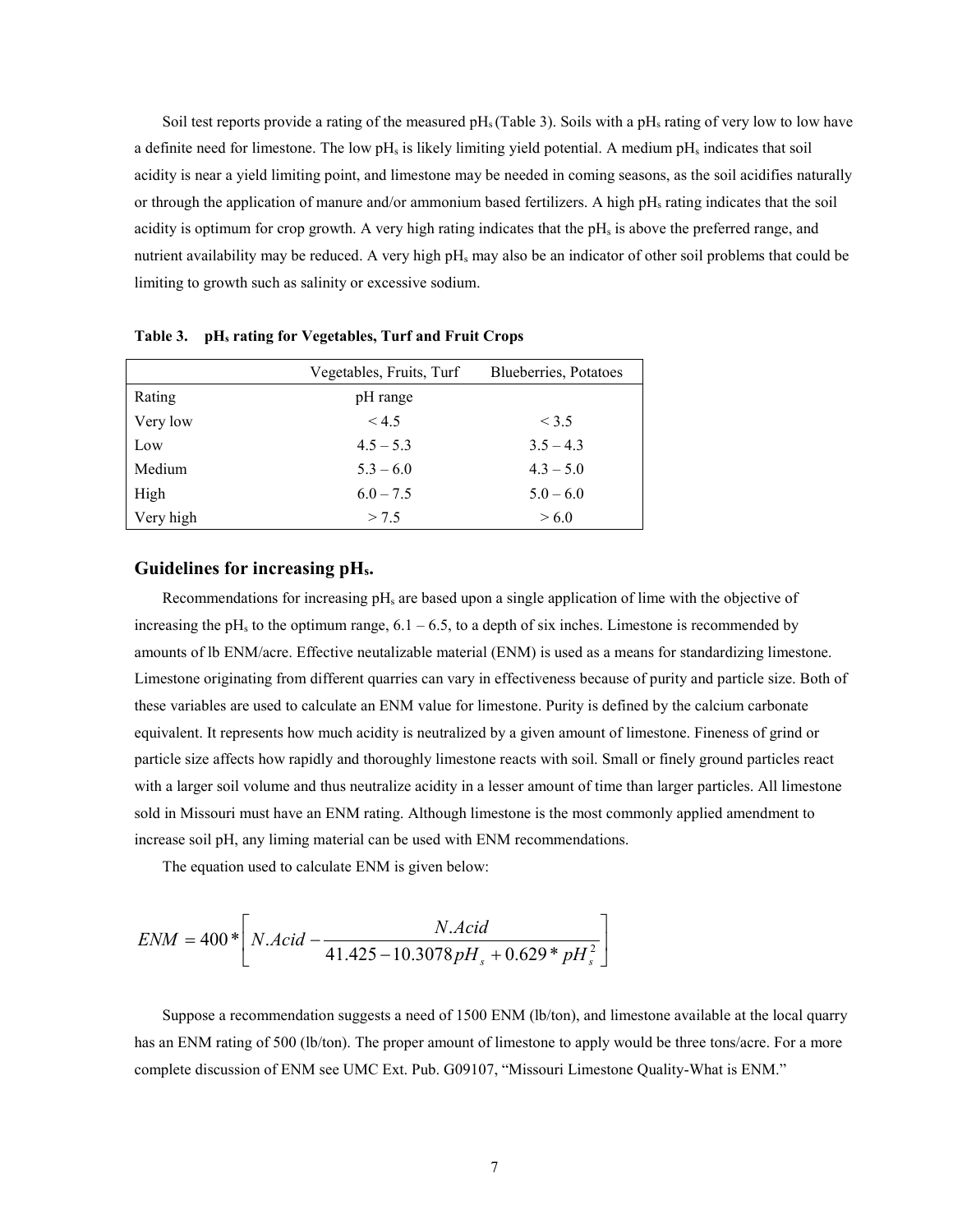Soil test reports provide a rating of the measured $pH_s$ (Table 3). Soils with a $pH_s$ rating of very low to low have a definite need for limestone. The low $pH_s$ is likely limiting yield potential. A medium $pH_s$ indicates that soil acidity is near a yield limiting point, and limestone may be needed in coming seasons, as the soil acidifies naturally or through the application of manure and/or ammonium based fertilizers. A high $pH_s$ rating indicates that the soil acidity is optimum for crop growth. A very high rating indicates that the $pH_s$ is above the preferred range, and nutrient availability may be reduced. A very high $pH_s$ may also be an indicator of other soil problems that could be limiting to growth such as salinity or excessive sodium.

**Table 3. $pH_s$ rating for Vegetables, Turf and Fruit Crops**

| | Vegetables, Fruits, Turf | Blueberries, Potatoes |
|---|---|---|
| Rating | pH range | |
| Very low | < 4.5 | < 3.5 |
| Low | 4.5 – 5.3 | 3.5 – 4.3 |
| Medium | 5.3 – 6.0 | 4.3 – 5.0 |
| High | 6.0 – 7.5 | 5.0 – 6.0 |
| Very high | > 7.5 | > 6.0 |

## Guidelines for increasing $pH_s$.

Recommendations for increasing $pH_s$ are based upon a single application of lime with the objective of increasing the $pH_s$ to the optimum range, 6.1 – 6.5, to a depth of six inches. Limestone is recommended by amounts of lb ENM/acre. Effective neutalizable material (ENM) is used as a means for standardizing limestone. Limestone originating from different quarries can vary in effectiveness because of purity and particle size. Both of these variables are used to calculate an ENM value for limestone. Purity is defined by the calcium carbonate equivalent. It represents how much acidity is neutralized by a given amount of limestone. Fineness of grind or particle size affects how rapidly and thoroughly limestone reacts with soil. Small or finely ground particles react with a larger soil volume and thus neutralize acidity in a lesser amount of time than larger particles. All limestone sold in Missouri must have an ENM rating. Although limestone is the most commonly applied amendment to increase soil pH, any liming material can be used with ENM recommendations.

The equation used to calculate ENM is given below:

$$ENM = 400 * \left[ N.Acid - \frac{N.Acid}{41.425 - 10.3078 pH_s + 0.629 * pH_s^2} \right]$$

Suppose a recommendation suggests a need of 1500 ENM (lb/ton), and limestone available at the local quarry has an ENM rating of 500 (lb/ton). The proper amount of limestone to apply would be three tons/acre. For a more complete discussion of ENM see UMC Ext. Pub. G09107, "Missouri Limestone Quality-What is ENM."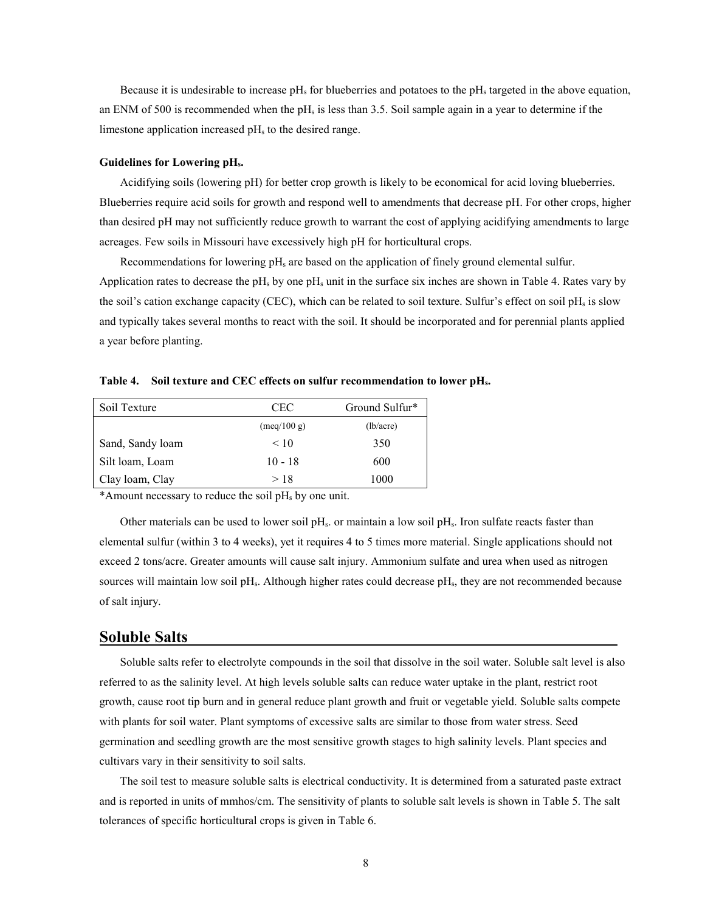Because it is undesirable to increase $pH_s$ for blueberries and potatoes to the $pH_s$ targeted in the above equation, an ENM of 500 is recommended when the $pH_s$ is less than 3.5. Soil sample again in a year to determine if the limestone application increased $pH_s$ to the desired range.

**Guidelines for Lowering $pH_s$.**

Acidifying soils (lowering pH) for better crop growth is likely to be economical for acid loving blueberries. Blueberries require acid soils for growth and respond well to amendments that decrease pH. For other crops, higher than desired pH may not sufficiently reduce growth to warrant the cost of applying acidifying amendments to large acreages. Few soils in Missouri have excessively high pH for horticultural crops.

Recommendations for lowering $pH_s$ are based on the application of finely ground elemental sulfur. Application rates to decrease the $pH_s$ by one $pH_s$ unit in the surface six inches are shown in Table 4. Rates vary by the soil's cation exchange capacity (CEC), which can be related to soil texture. Sulfur's effect on soil $pH_s$ is slow and typically takes several months to react with the soil. It should be incorporated and for perennial plants applied a year before planting.

**Table 4. Soil texture and CEC effects on sulfur recommendation to lower $pH_s$.**

| Soil Texture | CEC | Ground Sulfur* |
|---|---|---|
| | (meq/100 g) | (lb/acre) |
| Sand, Sandy loam | < 10 | 350 |
| Silt loam, Loam | 10 - 18 | 600 |
| Clay loam, Clay | > 18 | 1000 |

*Amount necessary to reduce the soil $pH_s$ by one unit.

Other materials can be used to lower soil $pH_s$. or maintain a low soil $pH_s$. Iron sulfate reacts faster than elemental sulfur (within 3 to 4 weeks), yet it requires 4 to 5 times more material. Single applications should not exceed 2 tons/acre. Greater amounts will cause salt injury. Ammonium sulfate and urea when used as nitrogen sources will maintain low soil $pH_s$. Although higher rates could decrease $pH_s$, they are not recommended because of salt injury.

## Soluble Salts

Soluble salts refer to electrolyte compounds in the soil that dissolve in the soil water. Soluble salt level is also referred to as the salinity level. At high levels soluble salts can reduce water uptake in the plant, restrict root growth, cause root tip burn and in general reduce plant growth and fruit or vegetable yield. Soluble salts compete with plants for soil water. Plant symptoms of excessive salts are similar to those from water stress. Seed germination and seedling growth are the most sensitive growth stages to high salinity levels. Plant species and cultivars vary in their sensitivity to soil salts.

The soil test to measure soluble salts is electrical conductivity. It is determined from a saturated paste extract and is reported in units of mmhos/cm. The sensitivity of plants to soluble salt levels is shown in Table 5. The salt tolerances of specific horticultural crops is given in Table 6.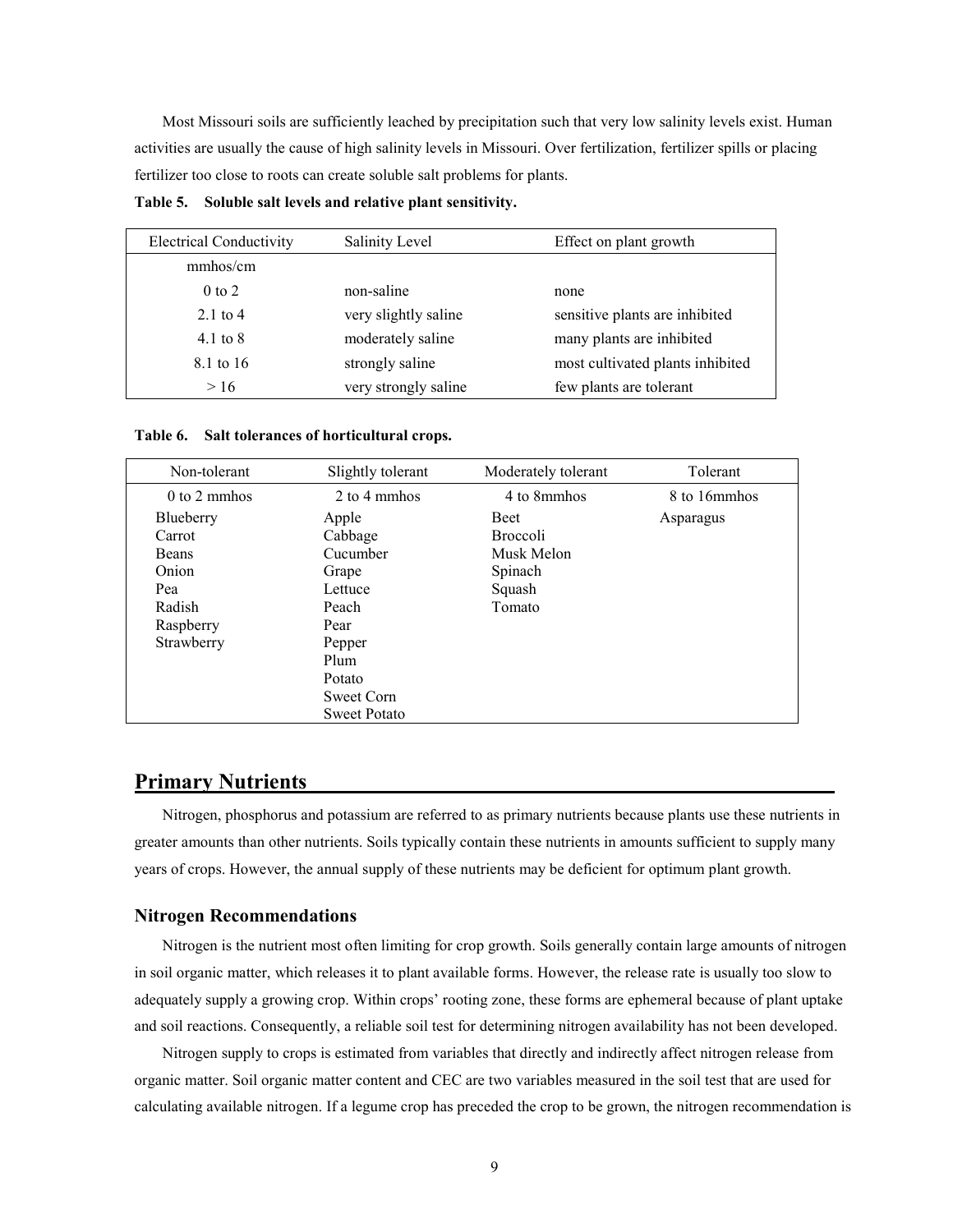Most Missouri soils are sufficiently leached by precipitation such that very low salinity levels exist. Human activities are usually the cause of high salinity levels in Missouri. Over fertilization, fertilizer spills or placing fertilizer too close to roots can create soluble salt problems for plants.

**Table 5. Soluble salt levels and relative plant sensitivity.**

| Electrical Conductivity | Salinity Level | Effect on plant growth |
|---|---|---|
| mmhos/cm | | |
| 0 to 2 | non-saline | none |
| 2.1 to 4 | very slightly saline | sensitive plants are inhibited |
| 4.1 to 8 | moderately saline | many plants are inhibited |
| 8.1 to 16 | strongly saline | most cultivated plants inhibited |
| > 16 | very strongly saline | few plants are tolerant |

**Table 6. Salt tolerances of horticultural crops.**

| Non-tolerant | Slightly tolerant | Moderately tolerant | Tolerant |
|---|---|---|---|
| 0 to 2 mmhos | 2 to 4 mmhos | 4 to 8mmhos | 8 to 16mmhos |
| Blueberry | Apple | Beet | Asparagus |
| Carrot | Cabbage | Broccoli | |
| Beans | Cucumber | Musk Melon | |
| Onion | Grape | Spinach | |
| Pea | Lettuce | Squash | |
| Radish | Peach | Tomato | |
| Raspberry | Pear | | |
| Strawberry | Pepper | | |
| | Plum | | |
| | Potato | | |
| | Sweet Corn | | |
| | Sweet Potato | | |

## Primary Nutrients

Nitrogen, phosphorus and potassium are referred to as primary nutrients because plants use these nutrients in greater amounts than other nutrients. Soils typically contain these nutrients in amounts sufficient to supply many years of crops. However, the annual supply of these nutrients may be deficient for optimum plant growth.

### Nitrogen Recommendations

Nitrogen is the nutrient most often limiting for crop growth. Soils generally contain large amounts of nitrogen in soil organic matter, which releases it to plant available forms. However, the release rate is usually too slow to adequately supply a growing crop. Within crops' rooting zone, these forms are ephemeral because of plant uptake and soil reactions. Consequently, a reliable soil test for determining nitrogen availability has not been developed.

Nitrogen supply to crops is estimated from variables that directly and indirectly affect nitrogen release from organic matter. Soil organic matter content and CEC are two variables measured in the soil test that are used for calculating available nitrogen. If a legume crop has preceded the crop to be grown, the nitrogen recommendation is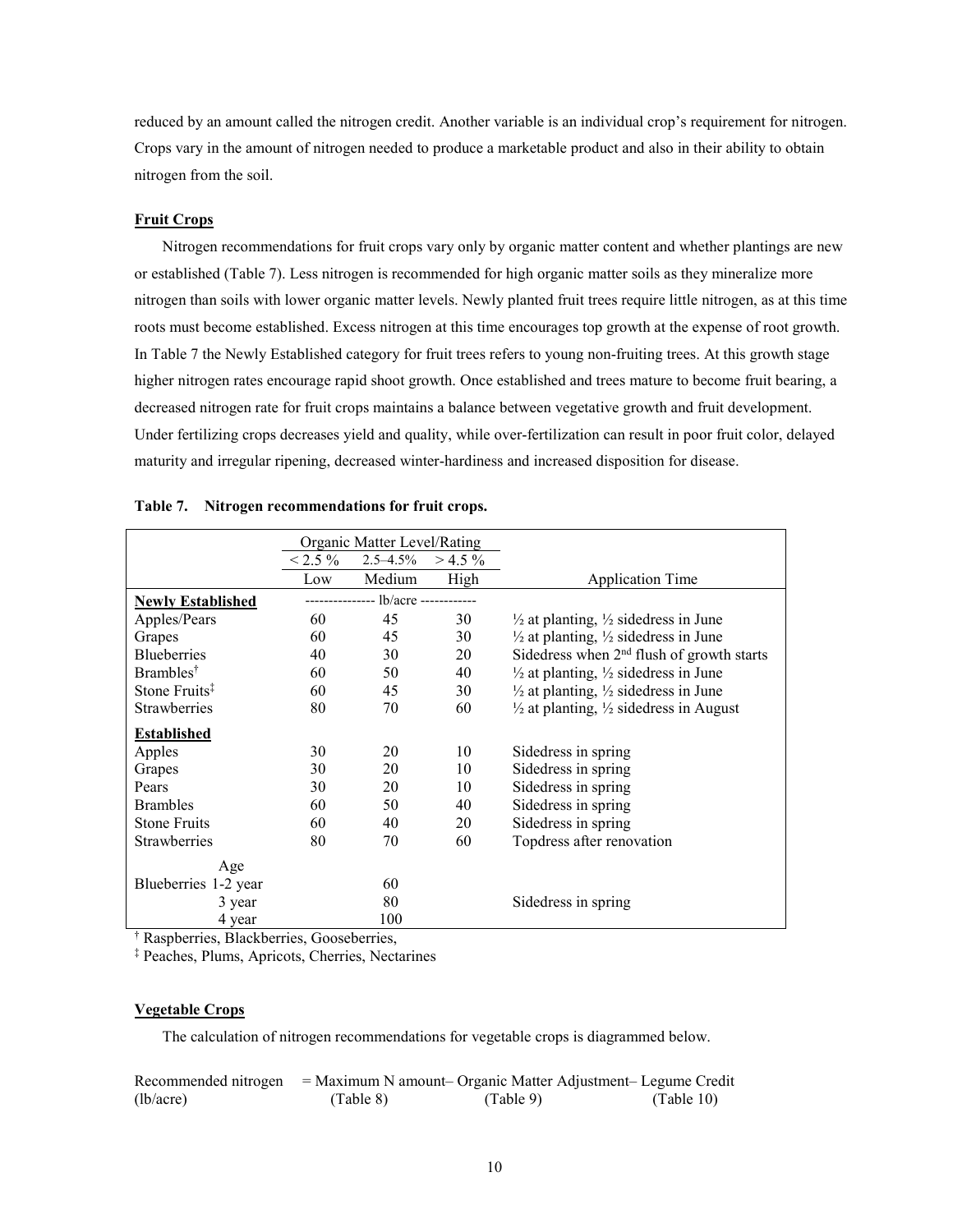reduced by an amount called the nitrogen credit. Another variable is an individual crop's requirement for nitrogen. Crops vary in the amount of nitrogen needed to produce a marketable product and also in their ability to obtain nitrogen from the soil.

**Fruit Crops**

Nitrogen recommendations for fruit crops vary only by organic matter content and whether plantings are new or established (Table 7). Less nitrogen is recommended for high organic matter soils as they mineralize more nitrogen than soils with lower organic matter levels. Newly planted fruit trees require little nitrogen, as at this time roots must become established. Excess nitrogen at this time encourages top growth at the expense of root growth. In Table 7 the Newly Established category for fruit trees refers to young non-fruiting trees. At this growth stage higher nitrogen rates encourage rapid shoot growth. Once established and trees mature to become fruit bearing, a decreased nitrogen rate for fruit crops maintains a balance between vegetative growth and fruit development. Under fertilizing crops decreases yield and quality, while over-fertilization can result in poor fruit color, delayed maturity and irregular ripening, decreased winter-hardiness and increased disposition for disease.

**Table 7. Nitrogen recommendations for fruit crops.**

| | Organic Matter Level/Rating | | | |
|---|---|---|---|---|
| | < 2.5 % | 2.5–4.5% | > 4.5 % | |
| | Low | Medium | High | Application Time |
| **Newly Established** | | lb/acre | | |
| Apples/Pears | 60 | 45 | 30 | ½ at planting, ½ sidedress in June |
| Grapes | 60 | 45 | 30 | ½ at planting, ½ sidedress in June |
| Blueberries | 40 | 30 | 20 | Sidedress when 2nd flush of growth starts |
| Brambles† | 60 | 50 | 40 | ½ at planting, ½ sidedress in June |
| Stone Fruits‡ | 60 | 45 | 30 | ½ at planting, ½ sidedress in June |
| Strawberries | 80 | 70 | 60 | ½ at planting, ½ sidedress in August |
| **Established** | | | | |
| Apples | 30 | 20 | 10 | Sidedress in spring |
| Grapes | 30 | 20 | 10 | Sidedress in spring |
| Pears | 30 | 20 | 10 | Sidedress in spring |
| Brambles | 60 | 50 | 40 | Sidedress in spring |
| Stone Fruits | 60 | 40 | 20 | Sidedress in spring |
| Strawberries | 80 | 70 | 60 | Topdress after renovation |
| Age | | | | |
| Blueberries 1-2 year | | 60 | | |
| 3 year | | 80 | | Sidedress in spring |
| 4 year | | 100 | | |

† Raspberries, Blackberries, Gooseberries,

‡ Peaches, Plums, Apricots, Cherries, Nectarines

**Vegetable Crops**

The calculation of nitrogen recommendations for vegetable crops is diagrammed below.

Recommended nitrogen (lb/acre) = Maximum N amount (Table 8) – Organic Matter Adjustment (Table 9) – Legume Credit (Table 10)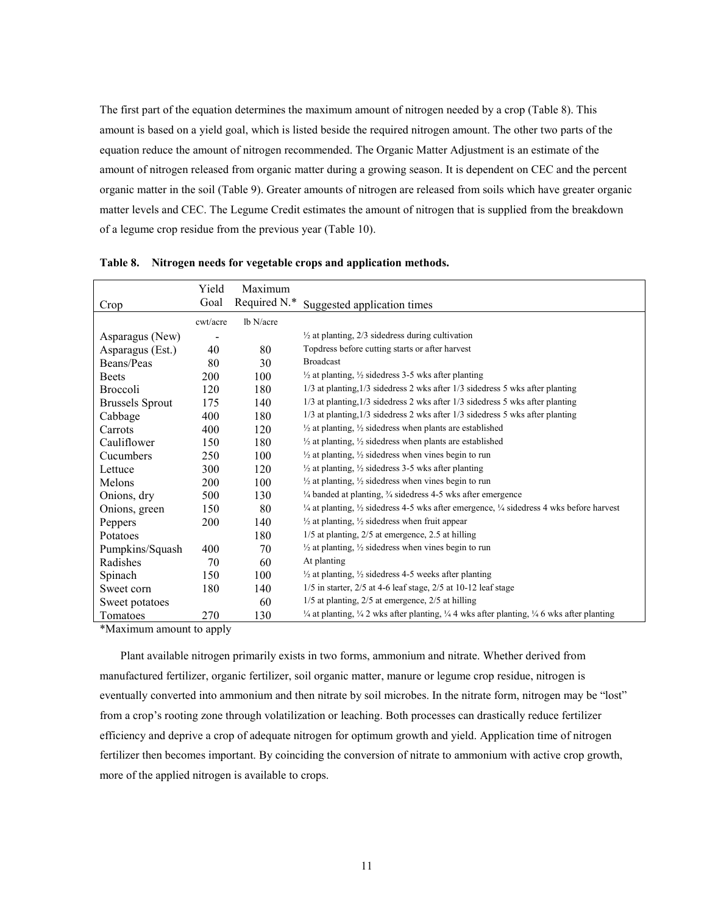The first part of the equation determines the maximum amount of nitrogen needed by a crop (Table 8). This amount is based on a yield goal, which is listed beside the required nitrogen amount. The other two parts of the equation reduce the amount of nitrogen recommended. The Organic Matter Adjustment is an estimate of the amount of nitrogen released from organic matter during a growing season. It is dependent on CEC and the percent organic matter in the soil (Table 9). Greater amounts of nitrogen are released from soils which have greater organic matter levels and CEC. The Legume Credit estimates the amount of nitrogen that is supplied from the breakdown of a legume crop residue from the previous year (Table 10).

**Table 8. Nitrogen needs for vegetable crops and application methods.**

| Crop | Yield Goal | Maximum Required N.* | Suggested application times |
|---|---|---|---|
| | cwt/acre | lb N/acre | |
| Asparagus (New) | - | | ½ at planting, 2/3 sidedress during cultivation |
| Asparagus (Est.) | 40 | 80 | Topdress before cutting starts or after harvest |
| Beans/Peas | 80 | 30 | Broadcast |
| Beets | 200 | 100 | ½ at planting, ½ sidedress 3-5 wks after planting |
| Broccoli | 120 | 180 | 1/3 at planting,1/3 sidedress 2 wks after 1/3 sidedress 5 wks after planting |
| Brussels Sprout | 175 | 140 | 1/3 at planting,1/3 sidedress 2 wks after 1/3 sidedress 5 wks after planting |
| Cabbage | 400 | 180 | 1/3 at planting,1/3 sidedress 2 wks after 1/3 sidedress 5 wks after planting |
| Carrots | 400 | 120 | ½ at planting, ½ sidedress when plants are established |
| Cauliflower | 150 | 180 | ½ at planting, ½ sidedress when plants are established |
| Cucumbers | 250 | 100 | ½ at planting, ½ sidedress when vines begin to run |
| Lettuce | 300 | 120 | ½ at planting, ½ sidedress 3-5 wks after planting |
| Melons | 200 | 100 | ½ at planting, ½ sidedress when vines begin to run |
| Onions, dry | 500 | 130 | ¼ banded at planting, ¾ sidedress 4-5 wks after emergence |
| Onions, green | 150 | 80 | ¼ at planting, ½ sidedress 4-5 wks after emergence, ¼ sidedress 4 wks before harvest |
| Peppers | 200 | 140 | ½ at planting, ½ sidedress when fruit appear |
| Potatoes | | 180 | 1/5 at planting, 2/5 at emergence, 2.5 at hilling |
| Pumpkins/Squash | 400 | 70 | ½ at planting, ½ sidedress when vines begin to run |
| Radishes | 70 | 60 | At planting |
| Spinach | 150 | 100 | ½ at planting, ½ sidedress 4-5 weeks after planting |
| Sweet corn | 180 | 140 | 1/5 in starter, 2/5 at 4-6 leaf stage, 2/5 at 10-12 leaf stage |
| Sweet potatoes | | 60 | 1/5 at planting, 2/5 at emergence, 2/5 at hilling |
| Tomatoes | 270 | 130 | ¼ at planting, ¼ 2 wks after planting, ¼ 4 wks after planting, ¼ 6 wks after planting |

*Maximum amount to apply

Plant available nitrogen primarily exists in two forms, ammonium and nitrate. Whether derived from manufactured fertilizer, organic fertilizer, soil organic matter, manure or legume crop residue, nitrogen is eventually converted into ammonium and then nitrate by soil microbes. In the nitrate form, nitrogen may be "lost" from a crop's rooting zone through volatilization or leaching. Both processes can drastically reduce fertilizer efficiency and deprive a crop of adequate nitrogen for optimum growth and yield. Application time of nitrogen fertilizer then becomes important. By coinciding the conversion of nitrate to ammonium with active crop growth, more of the applied nitrogen is available to crops.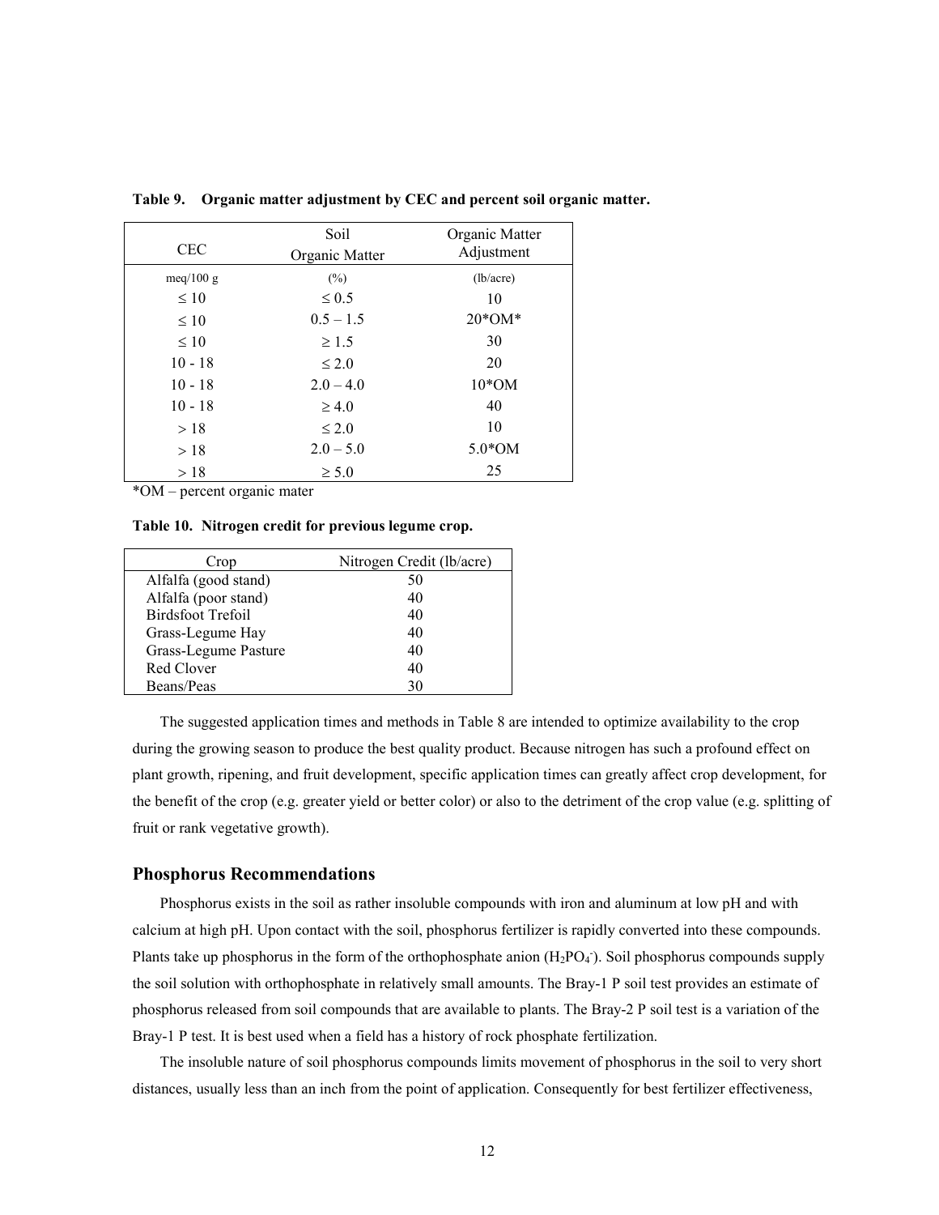**Table 9. Organic matter adjustment by CEC and percent soil organic matter.**

| CEC | Soil Organic Matter | Organic Matter Adjustment |
|---|---|---|
| meq/100 g | (%) | (lb/acre) |
| ≤ 10 | ≤ 0.5 | 10 |
| ≤ 10 | 0.5 – 1.5 | 20*OM* |
| ≤ 10 | ≥ 1.5 | 30 |
| 10 - 18 | ≤ 2.0 | 20 |
| 10 - 18 | 2.0 – 4.0 | 10*OM |
| 10 - 18 | ≥ 4.0 | 40 |
| > 18 | ≤ 2.0 | 10 |
| > 18 | 2.0 – 5.0 | 5.0*OM |
| > 18 | ≥ 5.0 | 25 |

*OM – percent organic mater

**Table 10. Nitrogen credit for previous legume crop.**

| Crop | Nitrogen Credit (lb/acre) |
|---|---|
| Alfalfa (good stand) | 50 |
| Alfalfa (poor stand) | 40 |
| Birdsfoot Trefoil | 40 |
| Grass-Legume Hay | 40 |
| Grass-Legume Pasture | 40 |
| Red Clover | 40 |
| Beans/Peas | 30 |

The suggested application times and methods in Table 8 are intended to optimize availability to the crop during the growing season to produce the best quality product. Because nitrogen has such a profound effect on plant growth, ripening, and fruit development, specific application times can greatly affect crop development, for the benefit of the crop (e.g. greater yield or better color) or also to the detriment of the crop value (e.g. splitting of fruit or rank vegetative growth).

## Phosphorus Recommendations

Phosphorus exists in the soil as rather insoluble compounds with iron and aluminum at low pH and with calcium at high pH. Upon contact with the soil, phosphorus fertilizer is rapidly converted into these compounds. Plants take up phosphorus in the form of the orthophosphate anion ($H_2PO_4^-$). Soil phosphorus compounds supply the soil solution with orthophosphate in relatively small amounts. The Bray-1 P soil test provides an estimate of phosphorus released from soil compounds that are available to plants. The Bray-2 P soil test is a variation of the Bray-1 P test. It is best used when a field has a history of rock phosphate fertilization.

The insoluble nature of soil phosphorus compounds limits movement of phosphorus in the soil to very short distances, usually less than an inch from the point of application. Consequently for best fertilizer effectiveness,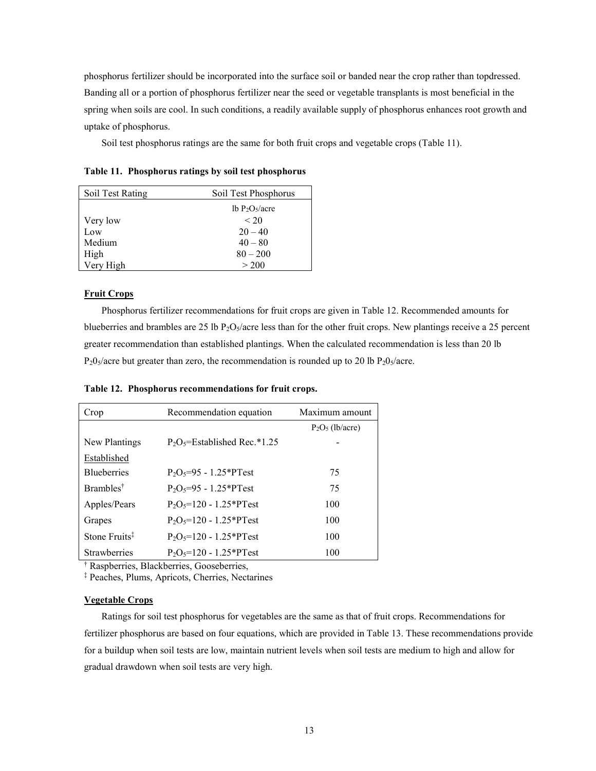phosphorus fertilizer should be incorporated into the surface soil or banded near the crop rather than topdressed. Banding all or a portion of phosphorus fertilizer near the seed or vegetable transplants is most beneficial in the spring when soils are cool. In such conditions, a readily available supply of phosphorus enhances root growth and uptake of phosphorus.

Soil test phosphorus ratings are the same for both fruit crops and vegetable crops (Table 11).

**Table 11. Phosphorus ratings by soil test phosphorus**

| Soil Test Rating | Soil Test Phosphorus |
|---|---|
| | lb $P_2O_5$/acre |
| Very low | < 20 |
| Low | 20 – 40 |
| Medium | 40 – 80 |
| High | 80 – 200 |
| Very High | > 200 |

**Fruit Crops**

Phosphorus fertilizer recommendations for fruit crops are given in Table 12. Recommended amounts for blueberries and brambles are 25 lb $P_2O_5$/acre less than for the other fruit crops. New plantings receive a 25 percent greater recommendation than established plantings. When the calculated recommendation is less than 20 lb $P_2O_5$/acre but greater than zero, the recommendation is rounded up to 20 lb $P_2O_5$/acre.

**Table 12. Phosphorus recommendations for fruit crops.**

| Crop | Recommendation equation | Maximum amount |
|---|---|---|
| | | $P_2O_5$ (lb/acre) |
| New Plantings | $P_2O_5$=Established Rec.*1.25 | - |
| Established | | |
| Blueberries | $P_2O_5$=95 - 1.25*PTest | 75 |
| Brambles[†] | $P_2O_5$=95 - 1.25*PTest | 75 |
| Apples/Pears | $P_2O_5$=120 - 1.25*PTest | 100 |
| Grapes | $P_2O_5$=120 - 1.25*PTest | 100 |
| Stone Fruits[‡] | $P_2O_5$=120 - 1.25*PTest | 100 |
| Strawberries | $P_2O_5$=120 - 1.25*PTest | 100 |

[†] Raspberries, Blackberries, Gooseberries,

[‡] Peaches, Plums, Apricots, Cherries, Nectarines

**Vegetable Crops**

Ratings for soil test phosphorus for vegetables are the same as that of fruit crops. Recommendations for fertilizer phosphorus are based on four equations, which are provided in Table 13. These recommendations provide for a buildup when soil tests are low, maintain nutrient levels when soil tests are medium to high and allow for gradual drawdown when soil tests are very high.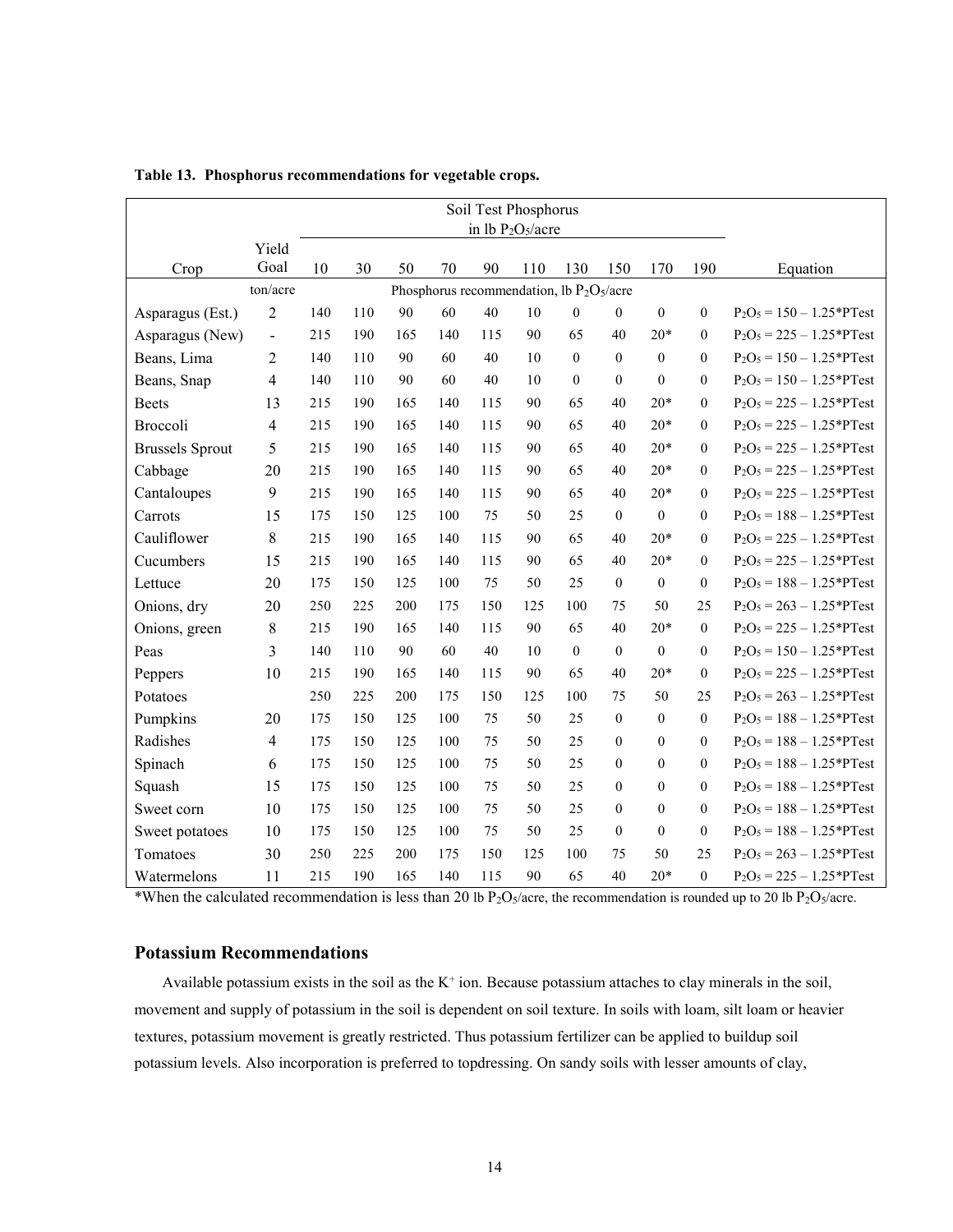**Table 13. Phosphorus recommendations for vegetable crops.**

| Crop | Yield Goal | Soil Test Phosphorus in lb $P_2O_5$/acre | | | | | | | | | | Equation |
|---|---|---|---|---|---|---|---|---|---|---|---|---|
| | | 10 | 30 | 50 | 70 | 90 | 110 | 130 | 150 | 170 | 190 | |
| | ton/acre | Phosphorus recommendation, lb $P_2O_5$/acre | | | | | | | | | | |
| Asparagus (Est.) | 2 | 140 | 110 | 90 | 60 | 40 | 10 | 0 | 0 | 0 | 0 | $P_2O_5$ = 150 – 1.25*PTest |
| Asparagus (New) | - | 215 | 190 | 165 | 140 | 115 | 90 | 65 | 40 | 20* | 0 | $P_2O_5$ = 225 – 1.25*PTest |
| Beans, Lima | 2 | 140 | 110 | 90 | 60 | 40 | 10 | 0 | 0 | 0 | 0 | $P_2O_5$ = 150 – 1.25*PTest |
| Beans, Snap | 4 | 140 | 110 | 90 | 60 | 40 | 10 | 0 | 0 | 0 | 0 | $P_2O_5$ = 150 – 1.25*PTest |
| Beets | 13 | 215 | 190 | 165 | 140 | 115 | 90 | 65 | 40 | 20* | 0 | $P_2O_5$ = 225 – 1.25*PTest |
| Broccoli | 4 | 215 | 190 | 165 | 140 | 115 | 90 | 65 | 40 | 20* | 0 | $P_2O_5$ = 225 – 1.25*PTest |
| Brussels Sprout | 5 | 215 | 190 | 165 | 140 | 115 | 90 | 65 | 40 | 20* | 0 | $P_2O_5$ = 225 – 1.25*PTest |
| Cabbage | 20 | 215 | 190 | 165 | 140 | 115 | 90 | 65 | 40 | 20* | 0 | $P_2O_5$ = 225 – 1.25*PTest |
| Cantaloupes | 9 | 215 | 190 | 165 | 140 | 115 | 90 | 65 | 40 | 20* | 0 | $P_2O_5$ = 225 – 1.25*PTest |
| Carrots | 15 | 175 | 150 | 125 | 100 | 75 | 50 | 25 | 0 | 0 | 0 | $P_2O_5$ = 188 – 1.25*PTest |
| Cauliflower | 8 | 215 | 190 | 165 | 140 | 115 | 90 | 65 | 40 | 20* | 0 | $P_2O_5$ = 225 – 1.25*PTest |
| Cucumbers | 15 | 215 | 190 | 165 | 140 | 115 | 90 | 65 | 40 | 20* | 0 | $P_2O_5$ = 225 – 1.25*PTest |
| Lettuce | 20 | 175 | 150 | 125 | 100 | 75 | 50 | 25 | 0 | 0 | 0 | $P_2O_5$ = 188 – 1.25*PTest |
| Onions, dry | 20 | 250 | 225 | 200 | 175 | 150 | 125 | 100 | 75 | 50 | 25 | $P_2O_5$ = 263 – 1.25*PTest |
| Onions, green | 8 | 215 | 190 | 165 | 140 | 115 | 90 | 65 | 40 | 20* | 0 | $P_2O_5$ = 225 – 1.25*PTest |
| Peas | 3 | 140 | 110 | 90 | 60 | 40 | 10 | 0 | 0 | 0 | 0 | $P_2O_5$ = 150 – 1.25*PTest |
| Peppers | 10 | 215 | 190 | 165 | 140 | 115 | 90 | 65 | 40 | 20* | 0 | $P_2O_5$ = 225 – 1.25*PTest |
| Potatoes | | 250 | 225 | 200 | 175 | 150 | 125 | 100 | 75 | 50 | 25 | $P_2O_5$ = 263 – 1.25*PTest |
| Pumpkins | 20 | 175 | 150 | 125 | 100 | 75 | 50 | 25 | 0 | 0 | 0 | $P_2O_5$ = 188 – 1.25*PTest |
| Radishes | 4 | 175 | 150 | 125 | 100 | 75 | 50 | 25 | 0 | 0 | 0 | $P_2O_5$ = 188 – 1.25*PTest |
| Spinach | 6 | 175 | 150 | 125 | 100 | 75 | 50 | 25 | 0 | 0 | 0 | $P_2O_5$ = 188 – 1.25*PTest |
| Squash | 15 | 175 | 150 | 125 | 100 | 75 | 50 | 25 | 0 | 0 | 0 | $P_2O_5$ = 188 – 1.25*PTest |
| Sweet corn | 10 | 175 | 150 | 125 | 100 | 75 | 50 | 25 | 0 | 0 | 0 | $P_2O_5$ = 188 – 1.25*PTest |
| Sweet potatoes | 10 | 175 | 150 | 125 | 100 | 75 | 50 | 25 | 0 | 0 | 0 | $P_2O_5$ = 188 – 1.25*PTest |
| Tomatoes | 30 | 250 | 225 | 200 | 175 | 150 | 125 | 100 | 75 | 50 | 25 | $P_2O_5$ = 263 – 1.25*PTest |
| Watermelons | 11 | 215 | 190 | 165 | 140 | 115 | 90 | 65 | 40 | 20* | 0 | $P_2O_5$ = 225 – 1.25*PTest |

*When the calculated recommendation is less than 20 lb $P_2O_5$/acre, the recommendation is rounded up to 20 lb $P_2O_5$/acre.

## Potassium Recommendations

Available potassium exists in the soil as the $K^+$ ion. Because potassium attaches to clay minerals in the soil, movement and supply of potassium in the soil is dependent on soil texture. In soils with loam, silt loam or heavier textures, potassium movement is greatly restricted. Thus potassium fertilizer can be applied to buildup soil potassium levels. Also incorporation is preferred to topdressing. On sandy soils with lesser amounts of clay,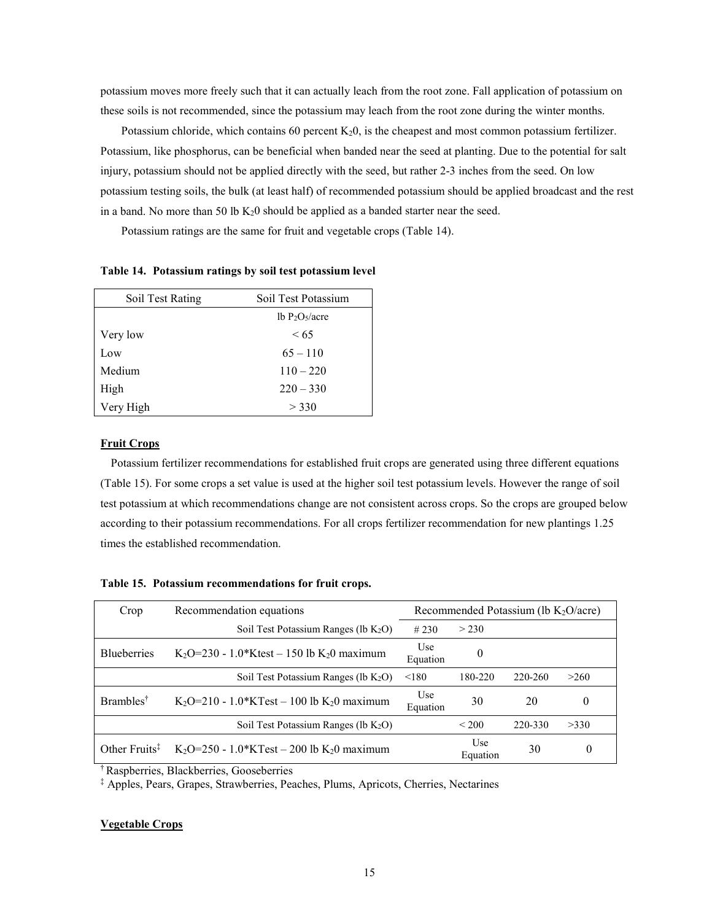potassium moves more freely such that it can actually leach from the root zone. Fall application of potassium on these soils is not recommended, since the potassium may leach from the root zone during the winter months.

Potassium chloride, which contains 60 percent $K_20$, is the cheapest and most common potassium fertilizer. Potassium, like phosphorus, can be beneficial when banded near the seed at planting. Due to the potential for salt injury, potassium should not be applied directly with the seed, but rather 2-3 inches from the seed. On low potassium testing soils, the bulk (at least half) of recommended potassium should be applied broadcast and the rest in a band. No more than 50 lb $K_20$ should be applied as a banded starter near the seed.

Potassium ratings are the same for fruit and vegetable crops (Table 14).

**Table 14. Potassium ratings by soil test potassium level**

| Soil Test Rating | Soil Test Potassium |
|---|---|
| | lb $P_2O_5$/acre |
| Very low | < 65 |
| Low | 65 – 110 |
| Medium | 110 – 220 |
| High | 220 – 330 |
| Very High | > 330 |

**Fruit Crops**

Potassium fertilizer recommendations for established fruit crops are generated using three different equations (Table 15). For some crops a set value is used at the higher soil test potassium levels. However the range of soil test potassium at which recommendations change are not consistent across crops. So the crops are grouped below according to their potassium recommendations. For all crops fertilizer recommendation for new plantings 1.25 times the established recommendation.

**Table 15. Potassium recommendations for fruit crops.**

| Crop | Recommendation equations | Recommended Potassium (lb $K_2O$/acre) | | | |
|---|---|---|---|---|---|
| | Soil Test Potassium Ranges (lb $K_2O$) | # 230 | > 230 | | |
| Blueberries | $K_2O$=230 - 1.0*Ktest – 150 lb $K_20$ maximum | Use Equation | 0 | | |
| | Soil Test Potassium Ranges (lb $K_2O$) | <180 | 180-220 | 220-260 | >260 |
| Brambles[†] | $K_2O$=210 - 1.0*KTest – 100 lb $K_20$ maximum | Use Equation | 30 | 20 | 0 |
| | Soil Test Potassium Ranges (lb $K_2O$) | | < 200 | 220-330 | >330 |
| Other Fruits[‡] | $K_2O$=250 - 1.0*KTest – 200 lb $K_20$ maximum | | Use Equation | 30 | 0 |

[†] Raspberries, Blackberries, Gooseberries

[‡] Apples, Pears, Grapes, Strawberries, Peaches, Plums, Apricots, Cherries, Nectarines

**Vegetable Crops**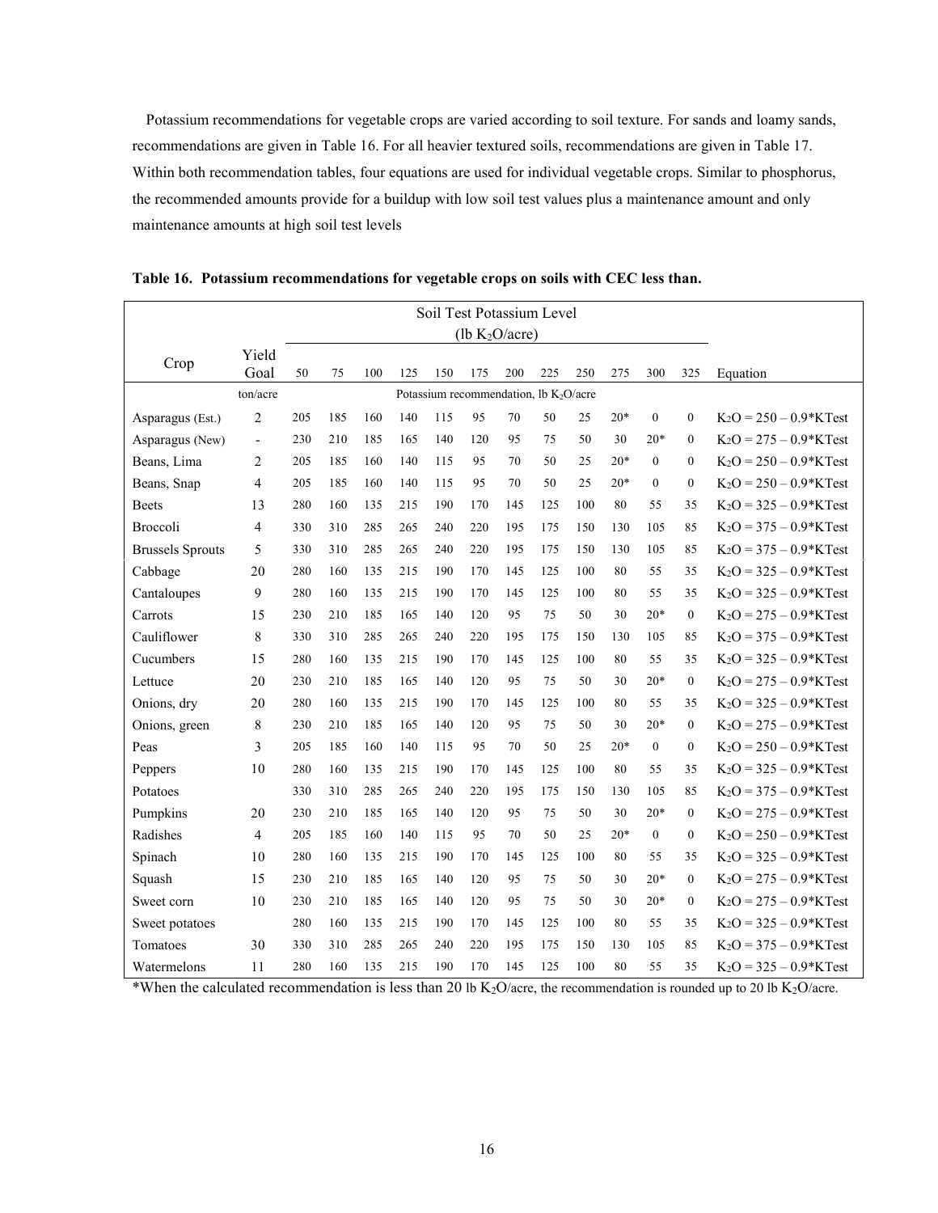Potassium recommendations for vegetable crops are varied according to soil texture. For sands and loamy sands, recommendations are given in Table 16. For all heavier textured soils, recommendations are given in Table 17. Within both recommendation tables, four equations are used for individual vegetable crops. Similar to phosphorus, the recommended amounts provide for a buildup with low soil test values plus a maintenance amount and only maintenance amounts at high soil test levels

**Table 16. Potassium recommendations for vegetable crops on soils with CEC less than.**

| Crop | Yield Goal | Soil Test Potassium Level (lb $K_2O$/acre) | | | | | | | | | | | | Equation |
|---|---|---|---|---|---|---|---|---|---|---|---|---|---|---|
| | | 50 | 75 | 100 | 125 | 150 | 175 | 200 | 225 | 250 | 275 | 300 | 325 | |
| | ton/acre | Potassium recommendation, lb $K_2O$/acre | | | | | | | | | | | | |
| Asparagus (Est.) | 2 | 205 | 185 | 160 | 140 | 115 | 95 | 70 | 50 | 25 | 20* | 0 | 0 | $K_2O = 250 - 0.9*KTest$ |
| Asparagus (New) | - | 230 | 210 | 185 | 165 | 140 | 120 | 95 | 75 | 50 | 30 | 20* | 0 | $K_2O = 275 - 0.9*KTest$ |
| Beans, Lima | 2 | 205 | 185 | 160 | 140 | 115 | 95 | 70 | 50 | 25 | 20* | 0 | 0 | $K_2O = 250 - 0.9*KTest$ |
| Beans, Snap | 4 | 205 | 185 | 160 | 140 | 115 | 95 | 70 | 50 | 25 | 20* | 0 | 0 | $K_2O = 250 - 0.9*KTest$ |
| Beets | 13 | 280 | 160 | 135 | 215 | 190 | 170 | 145 | 125 | 100 | 80 | 55 | 35 | $K_2O = 325 - 0.9*KTest$ |
| Broccoli | 4 | 330 | 310 | 285 | 265 | 240 | 220 | 195 | 175 | 150 | 130 | 105 | 85 | $K_2O = 375 - 0.9*KTest$ |
| Brussels Sprouts | 5 | 330 | 310 | 285 | 265 | 240 | 220 | 195 | 175 | 150 | 130 | 105 | 85 | $K_2O = 375 - 0.9*KTest$ |
| Cabbage | 20 | 280 | 160 | 135 | 215 | 190 | 170 | 145 | 125 | 100 | 80 | 55 | 35 | $K_2O = 325 - 0.9*KTest$ |
| Cantaloupes | 9 | 280 | 160 | 135 | 215 | 190 | 170 | 145 | 125 | 100 | 80 | 55 | 35 | $K_2O = 325 - 0.9*KTest$ |
| Carrots | 15 | 230 | 210 | 185 | 165 | 140 | 120 | 95 | 75 | 50 | 30 | 20* | 0 | $K_2O = 275 - 0.9*KTest$ |
| Cauliflower | 8 | 330 | 310 | 285 | 265 | 240 | 220 | 195 | 175 | 150 | 130 | 105 | 85 | $K_2O = 375 - 0.9*KTest$ |
| Cucumbers | 15 | 280 | 160 | 135 | 215 | 190 | 170 | 145 | 125 | 100 | 80 | 55 | 35 | $K_2O = 325 - 0.9*KTest$ |
| Lettuce | 20 | 230 | 210 | 185 | 165 | 140 | 120 | 95 | 75 | 50 | 30 | 20* | 0 | $K_2O = 275 - 0.9*KTest$ |
| Onions, dry | 20 | 280 | 160 | 135 | 215 | 190 | 170 | 145 | 125 | 100 | 80 | 55 | 35 | $K_2O = 325 - 0.9*KTest$ |
| Onions, green | 8 | 230 | 210 | 185 | 165 | 140 | 120 | 95 | 75 | 50 | 30 | 20* | 0 | $K_2O = 275 - 0.9*KTest$ |
| Peas | 3 | 205 | 185 | 160 | 140 | 115 | 95 | 70 | 50 | 25 | 20* | 0 | 0 | $K_2O = 250 - 0.9*KTest$ |
| Peppers | 10 | 280 | 160 | 135 | 215 | 190 | 170 | 145 | 125 | 100 | 80 | 55 | 35 | $K_2O = 325 - 0.9*KTest$ |
| Potatoes | | 330 | 310 | 285 | 265 | 240 | 220 | 195 | 175 | 150 | 130 | 105 | 85 | $K_2O = 375 - 0.9*KTest$ |
| Pumpkins | 20 | 230 | 210 | 185 | 165 | 140 | 120 | 95 | 75 | 50 | 30 | 20* | 0 | $K_2O = 275 - 0.9*KTest$ |
| Radishes | 4 | 205 | 185 | 160 | 140 | 115 | 95 | 70 | 50 | 25 | 20* | 0 | 0 | $K_2O = 250 - 0.9*KTest$ |
| Spinach | 10 | 280 | 160 | 135 | 215 | 190 | 170 | 145 | 125 | 100 | 80 | 55 | 35 | $K_2O = 325 - 0.9*KTest$ |
| Squash | 15 | 230 | 210 | 185 | 165 | 140 | 120 | 95 | 75 | 50 | 30 | 20* | 0 | $K_2O = 275 - 0.9*KTest$ |
| Sweet corn | 10 | 230 | 210 | 185 | 165 | 140 | 120 | 95 | 75 | 50 | 30 | 20* | 0 | $K_2O = 275 - 0.9*KTest$ |
| Sweet potatoes | | 280 | 160 | 135 | 215 | 190 | 170 | 145 | 125 | 100 | 80 | 55 | 35 | $K_2O = 325 - 0.9*KTest$ |
| Tomatoes | 30 | 330 | 310 | 285 | 265 | 240 | 220 | 195 | 175 | 150 | 130 | 105 | 85 | $K_2O = 375 - 0.9*KTest$ |
| Watermelons | 11 | 280 | 160 | 135 | 215 | 190 | 170 | 145 | 125 | 100 | 80 | 55 | 35 | $K_2O = 325 - 0.9*KTest$ |

*When the calculated recommendation is less than 20 lb $K_2O$/acre, the recommendation is rounded up to 20 lb $K_2O$/acre.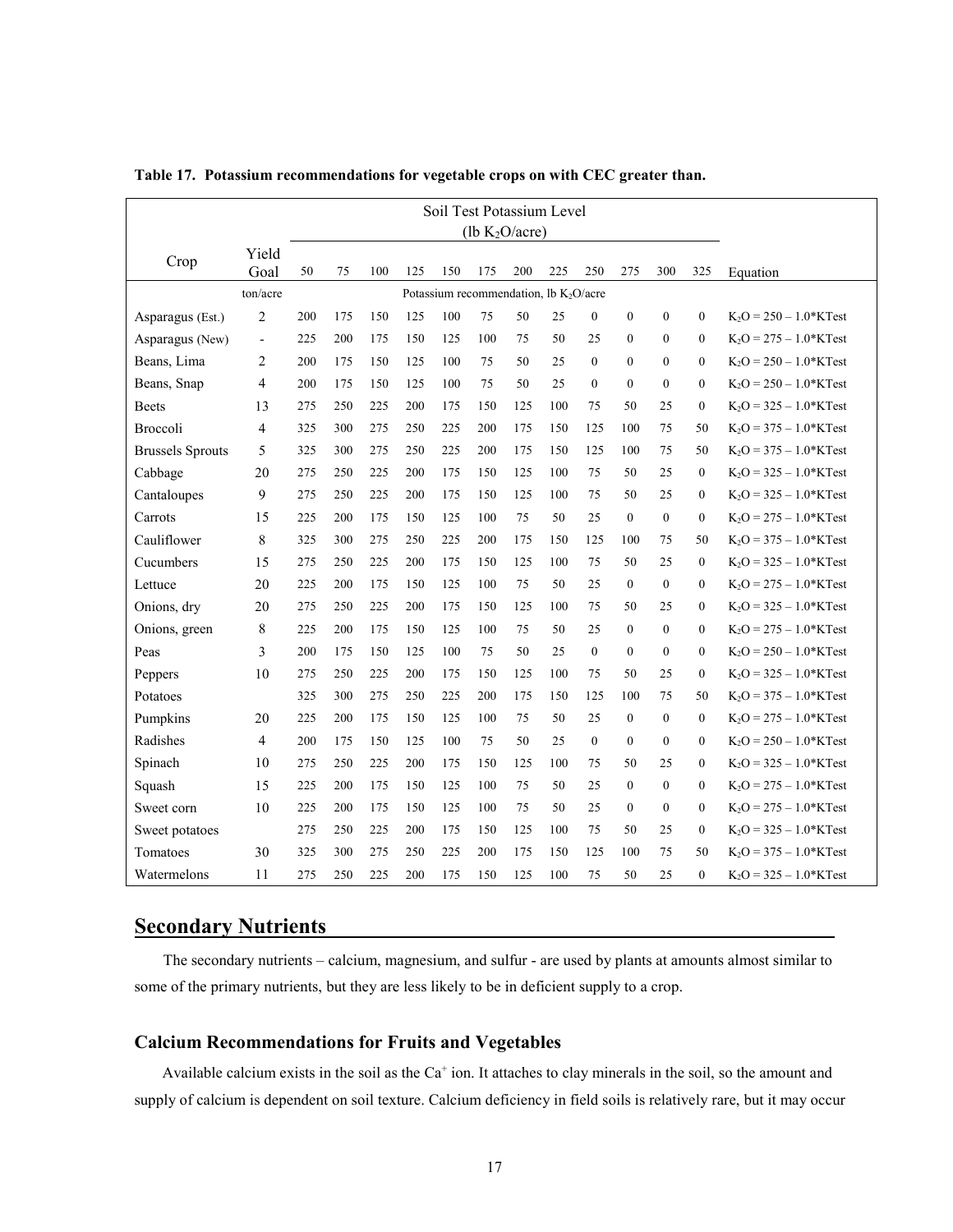**Table 17. Potassium recommendations for vegetable crops on with CEC greater than.**

| Crop | Yield Goal | Soil Test Potassium Level ($lb\ K_2O/acre$) | | | | | | | | | | | | Equation |
|---|---|---|---|---|---|---|---|---|---|---|---|---|---|---|
| | | 50 | 75 | 100 | 125 | 150 | 175 | 200 | 225 | 250 | 275 | 300 | 325 | |
| | ton/acre | Potassium recommendation, lb $K_2O$/acre | | | | | | | | | | | | |
| Asparagus (Est.) | 2 | 200 | 175 | 150 | 125 | 100 | 75 | 50 | 25 | 0 | 0 | 0 | 0 | $K_2O = 250 - 1.0$*KTest |
| Asparagus (New) | - | 225 | 200 | 175 | 150 | 125 | 100 | 75 | 50 | 25 | 0 | 0 | 0 | $K_2O = 275 - 1.0$*KTest |
| Beans, Lima | 2 | 200 | 175 | 150 | 125 | 100 | 75 | 50 | 25 | 0 | 0 | 0 | 0 | $K_2O = 250 - 1.0$*KTest |
| Beans, Snap | 4 | 200 | 175 | 150 | 125 | 100 | 75 | 50 | 25 | 0 | 0 | 0 | 0 | $K_2O = 250 - 1.0$*KTest |
| Beets | 13 | 275 | 250 | 225 | 200 | 175 | 150 | 125 | 100 | 75 | 50 | 25 | 0 | $K_2O = 325 - 1.0$*KTest |
| Broccoli | 4 | 325 | 300 | 275 | 250 | 225 | 200 | 175 | 150 | 125 | 100 | 75 | 50 | $K_2O = 375 - 1.0$*KTest |
| Brussels Sprouts | 5 | 325 | 300 | 275 | 250 | 225 | 200 | 175 | 150 | 125 | 100 | 75 | 50 | $K_2O = 375 - 1.0$*KTest |
| Cabbage | 20 | 275 | 250 | 225 | 200 | 175 | 150 | 125 | 100 | 75 | 50 | 25 | 0 | $K_2O = 325 - 1.0$*KTest |
| Cantaloupes | 9 | 275 | 250 | 225 | 200 | 175 | 150 | 125 | 100 | 75 | 50 | 25 | 0 | $K_2O = 325 - 1.0$*KTest |
| Carrots | 15 | 225 | 200 | 175 | 150 | 125 | 100 | 75 | 50 | 25 | 0 | 0 | 0 | $K_2O = 275 - 1.0$*KTest |
| Cauliflower | 8 | 325 | 300 | 275 | 250 | 225 | 200 | 175 | 150 | 125 | 100 | 75 | 50 | $K_2O = 375 - 1.0$*KTest |
| Cucumbers | 15 | 275 | 250 | 225 | 200 | 175 | 150 | 125 | 100 | 75 | 50 | 25 | 0 | $K_2O = 325 - 1.0$*KTest |
| Lettuce | 20 | 225 | 200 | 175 | 150 | 125 | 100 | 75 | 50 | 25 | 0 | 0 | 0 | $K_2O = 275 - 1.0$*KTest |
| Onions, dry | 20 | 275 | 250 | 225 | 200 | 175 | 150 | 125 | 100 | 75 | 50 | 25 | 0 | $K_2O = 325 - 1.0$*KTest |
| Onions, green | 8 | 225 | 200 | 175 | 150 | 125 | 100 | 75 | 50 | 25 | 0 | 0 | 0 | $K_2O = 275 - 1.0$*KTest |
| Peas | 3 | 200 | 175 | 150 | 125 | 100 | 75 | 50 | 25 | 0 | 0 | 0 | 0 | $K_2O = 250 - 1.0$*KTest |
| Peppers | 10 | 275 | 250 | 225 | 200 | 175 | 150 | 125 | 100 | 75 | 50 | 25 | 0 | $K_2O = 325 - 1.0$*KTest |
| Potatoes | | 325 | 300 | 275 | 250 | 225 | 200 | 175 | 150 | 125 | 100 | 75 | 50 | $K_2O = 375 - 1.0$*KTest |
| Pumpkins | 20 | 225 | 200 | 175 | 150 | 125 | 100 | 75 | 50 | 25 | 0 | 0 | 0 | $K_2O = 275 - 1.0$*KTest |
| Radishes | 4 | 200 | 175 | 150 | 125 | 100 | 75 | 50 | 25 | 0 | 0 | 0 | 0 | $K_2O = 250 - 1.0$*KTest |
| Spinach | 10 | 275 | 250 | 225 | 200 | 175 | 150 | 125 | 100 | 75 | 50 | 25 | 0 | $K_2O = 325 - 1.0$*KTest |
| Squash | 15 | 225 | 200 | 175 | 150 | 125 | 100 | 75 | 50 | 25 | 0 | 0 | 0 | $K_2O = 275 - 1.0$*KTest |
| Sweet corn | 10 | 225 | 200 | 175 | 150 | 125 | 100 | 75 | 50 | 25 | 0 | 0 | 0 | $K_2O = 275 - 1.0$*KTest |
| Sweet potatoes | | 275 | 250 | 225 | 200 | 175 | 150 | 125 | 100 | 75 | 50 | 25 | 0 | $K_2O = 325 - 1.0$*KTest |
| Tomatoes | 30 | 325 | 300 | 275 | 250 | 225 | 200 | 175 | 150 | 125 | 100 | 75 | 50 | $K_2O = 375 - 1.0$*KTest |
| Watermelons | 11 | 275 | 250 | 225 | 200 | 175 | 150 | 125 | 100 | 75 | 50 | 25 | 0 | $K_2O = 325 - 1.0$*KTest |

## Secondary Nutrients

The secondary nutrients – calcium, magnesium, and sulfur - are used by plants at amounts almost similar to some of the primary nutrients, but they are less likely to be in deficient supply to a crop.

### Calcium Recommendations for Fruits and Vegetables

Available calcium exists in the soil as the $Ca^{+}$ ion. It attaches to clay minerals in the soil, so the amount and supply of calcium is dependent on soil texture. Calcium deficiency in field soils is relatively rare, but it may occur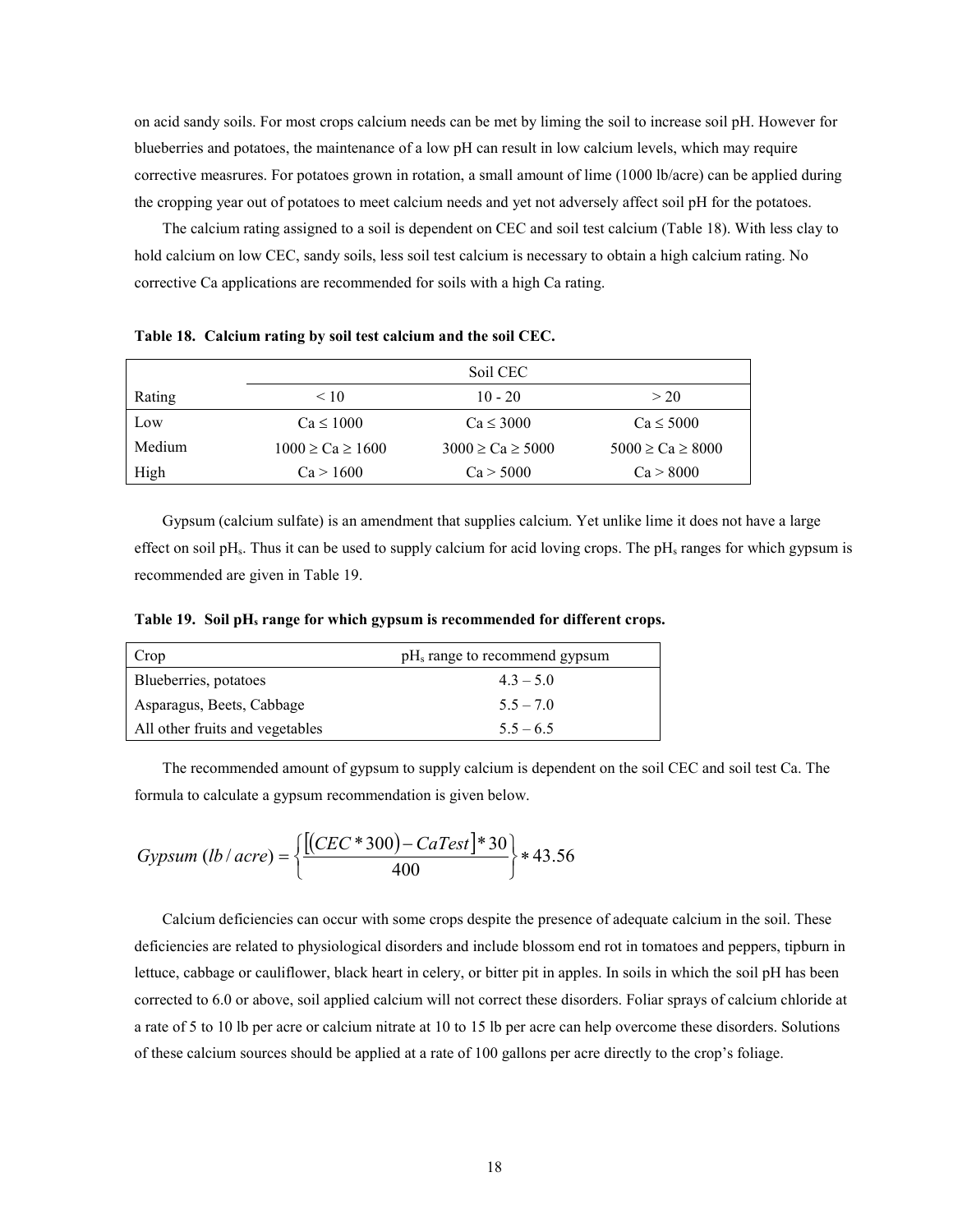on acid sandy soils. For most crops calcium needs can be met by liming the soil to increase soil pH. However for blueberries and potatoes, the maintenance of a low pH can result in low calcium levels, which may require corrective measrures. For potatoes grown in rotation, a small amount of lime (1000 lb/acre) can be applied during the cropping year out of potatoes to meet calcium needs and yet not adversely affect soil pH for the potatoes.

The calcium rating assigned to a soil is dependent on CEC and soil test calcium (Table 18). With less clay to hold calcium on low CEC, sandy soils, less soil test calcium is necessary to obtain a high calcium rating. No corrective Ca applications are recommended for soils with a high Ca rating.

**Table 18. Calcium rating by soil test calcium and the soil CEC.**

| | Soil CEC | | |
|---|---|---|---|
| Rating | < 10 | 10 - 20 | > 20 |
| Low | Ca ≤ 1000 | Ca ≤ 3000 | Ca ≤ 5000 |
| Medium | 1000 ≥ Ca ≥ 1600 | 3000 ≥ Ca ≥ 5000 | 5000 ≥ Ca ≥ 8000 |
| High | Ca > 1600 | Ca > 5000 | Ca > 8000 |

Gypsum (calcium sulfate) is an amendment that supplies calcium. Yet unlike lime it does not have a large effect on soil $pH_s$. Thus it can be used to supply calcium for acid loving crops. The $pH_s$ ranges for which gypsum is recommended are given in Table 19.

**Table 19. Soil $pH_s$ range for which gypsum is recommended for different crops.**

| Crop | $pH_s$ range to recommend gypsum |
|---|---|
| Blueberries, potatoes | 4.3 – 5.0 |
| Asparagus, Beets, Cabbage | 5.5 – 7.0 |
| All other fruits and vegetables | 5.5 – 6.5 |

The recommended amount of gypsum to supply calcium is dependent on the soil CEC and soil test Ca. The formula to calculate a gypsum recommendation is given below.

$$Gypsum\ (lb/acre) = \left\{ \frac{\left[ \left( CEC * 300 \right) - CaTest \right] * 30}{400} \right\} * 43.56$$

Calcium deficiencies can occur with some crops despite the presence of adequate calcium in the soil. These deficiencies are related to physiological disorders and include blossom end rot in tomatoes and peppers, tipburn in lettuce, cabbage or cauliflower, black heart in celery, or bitter pit in apples. In soils in which the soil pH has been corrected to 6.0 or above, soil applied calcium will not correct these disorders. Foliar sprays of calcium chloride at a rate of 5 to 10 lb per acre or calcium nitrate at 10 to 15 lb per acre can help overcome these disorders. Solutions of these calcium sources should be applied at a rate of 100 gallons per acre directly to the crop's foliage.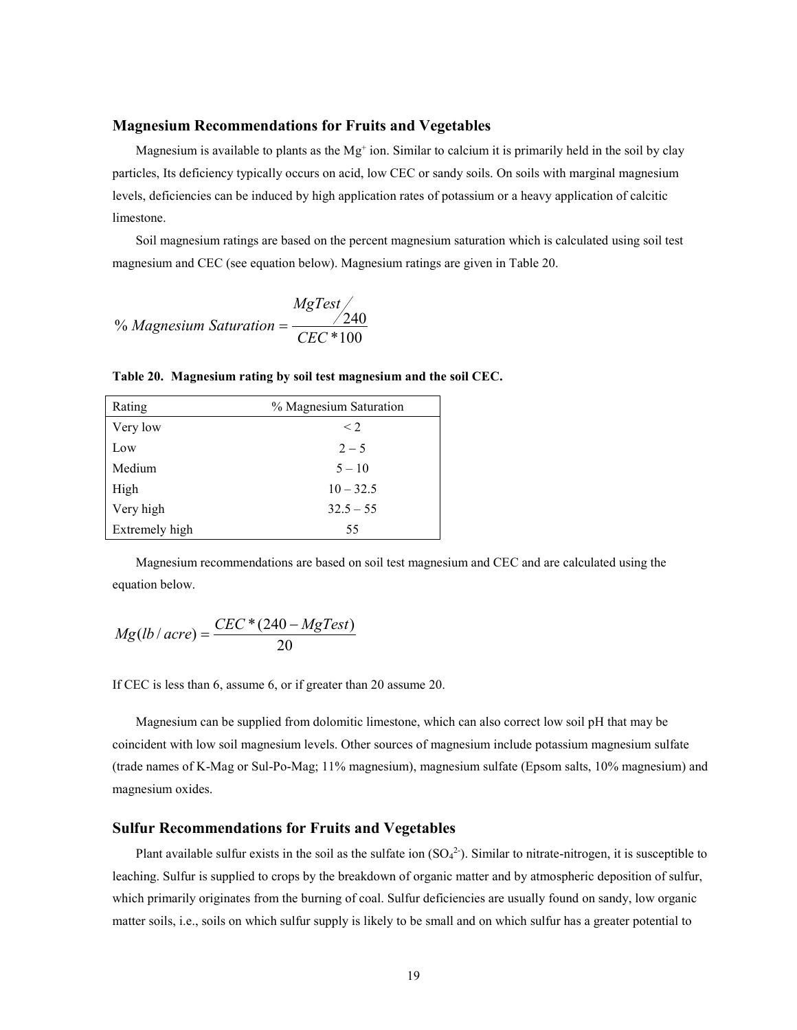## Magnesium Recommendations for Fruits and Vegetables

Magnesium is available to plants as the $Mg^{+}$ ion. Similar to calcium it is primarily held in the soil by clay particles, Its deficiency typically occurs on acid, low CEC or sandy soils. On soils with marginal magnesium levels, deficiencies can be induced by high application rates of potassium or a heavy application of calcitic limestone.

Soil magnesium ratings are based on the percent magnesium saturation which is calculated using soil test magnesium and CEC (see equation below). Magnesium ratings are given in Table 20.

$$\%\ Magnesium\ Saturation = \frac{MgTest / 240}{CEC * 100}$$

**Table 20. Magnesium rating by soil test magnesium and the soil CEC.**

| Rating | % Magnesium Saturation |
|---|---|
| Very low | < 2 |
| Low | 2 – 5 |
| Medium | 5 – 10 |
| High | 10 – 32.5 |
| Very high | 32.5 – 55 |
| Extremely high | 55 |

Magnesium recommendations are based on soil test magnesium and CEC and are calculated using the equation below.

$$Mg(lb/acre) = \frac{CEC * (240 - MgTest)}{20}$$

If CEC is less than 6, assume 6, or if greater than 20 assume 20.

Magnesium can be supplied from dolomitic limestone, which can also correct low soil pH that may be coincident with low soil magnesium levels. Other sources of magnesium include potassium magnesium sulfate (trade names of K-Mag or Sul-Po-Mag; 11% magnesium), magnesium sulfate (Epsom salts, 10% magnesium) and magnesium oxides.

## Sulfur Recommendations for Fruits and Vegetables

Plant available sulfur exists in the soil as the sulfate ion ($SO_4^{2-}$). Similar to nitrate-nitrogen, it is susceptible to leaching. Sulfur is supplied to crops by the breakdown of organic matter and by atmospheric deposition of sulfur, which primarily originates from the burning of coal. Sulfur deficiencies are usually found on sandy, low organic matter soils, i.e., soils on which sulfur supply is likely to be small and on which sulfur has a greater potential to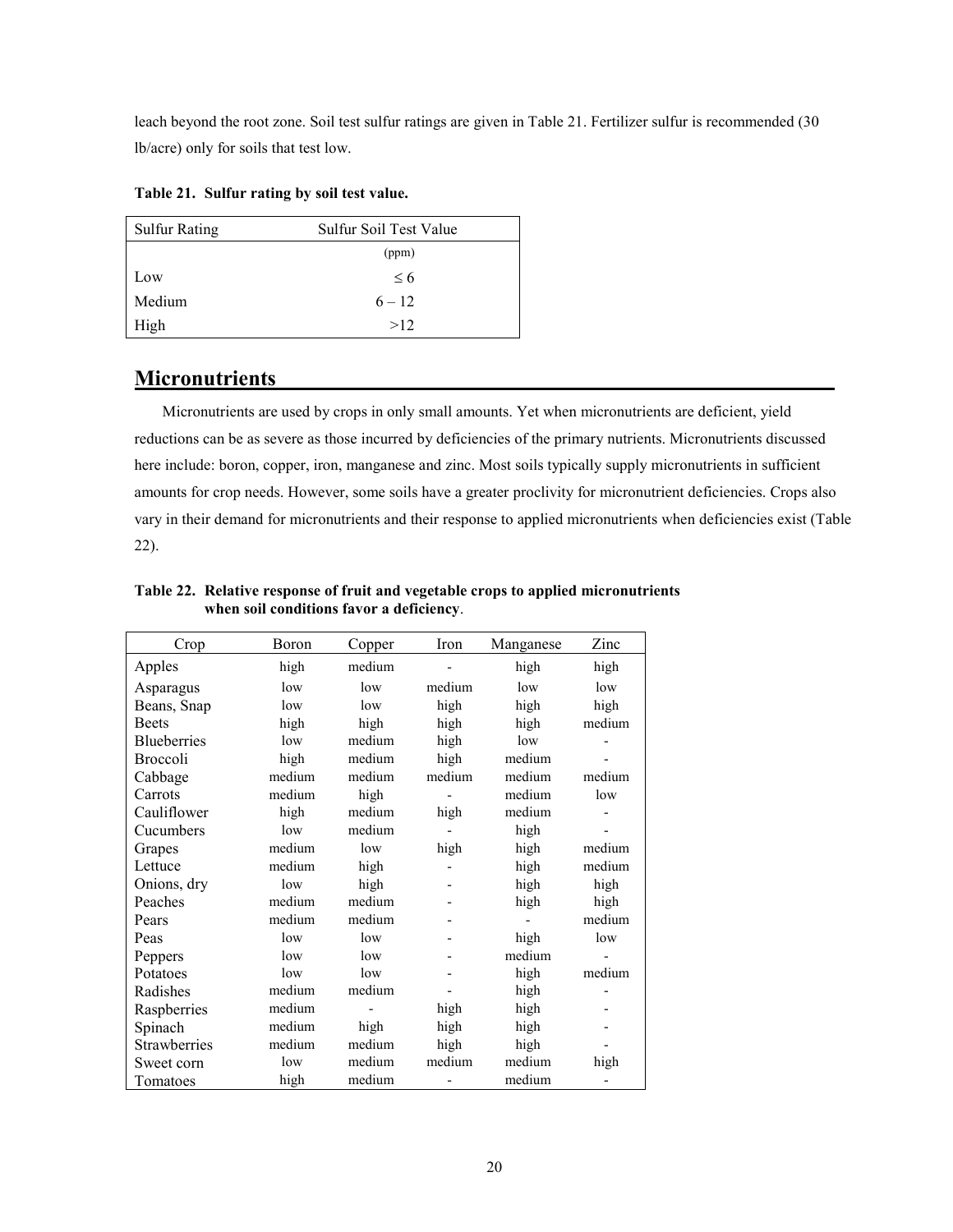leach beyond the root zone. Soil test sulfur ratings are given in Table 21. Fertilizer sulfur is recommended (30 lb/acre) only for soils that test low.

**Table 21. Sulfur rating by soil test value.**

| Sulfur Rating | Sulfur Soil Test Value |
|---|---|
| | (ppm) |
| Low | ≤ 6 |
| Medium | 6 – 12 |
| High | >12 |

## Micronutrients

Micronutrients are used by crops in only small amounts. Yet when micronutrients are deficient, yield reductions can be as severe as those incurred by deficiencies of the primary nutrients. Micronutrients discussed here include: boron, copper, iron, manganese and zinc. Most soils typically supply micronutrients in sufficient amounts for crop needs. However, some soils have a greater proclivity for micronutrient deficiencies. Crops also vary in their demand for micronutrients and their response to applied micronutrients when deficiencies exist (Table 22).

**Table 22. Relative response of fruit and vegetable crops to applied micronutrients when soil conditions favor a deficiency**.

| Crop | Boron | Copper | Iron | Manganese | Zinc |
|---|---|---|---|---|---|
| Apples | high | medium | - | high | high |
| Asparagus | low | low | medium | low | low |
| Beans, Snap | low | low | high | high | high |
| Beets | high | high | high | high | medium |
| Blueberries | low | medium | high | low | - |
| Broccoli | high | medium | high | medium | - |
| Cabbage | medium | medium | medium | medium | medium |
| Carrots | medium | high | - | medium | low |
| Cauliflower | high | medium | high | medium | - |
| Cucumbers | low | medium | - | high | - |
| Grapes | medium | low | high | high | medium |
| Lettuce | medium | high | - | high | medium |
| Onions, dry | low | high | - | high | high |
| Peaches | medium | medium | - | high | high |
| Pears | medium | medium | - | - | medium |
| Peas | low | low | - | high | low |
| Peppers | low | low | - | medium | - |
| Potatoes | low | low | - | high | medium |
| Radishes | medium | medium | - | high | - |
| Raspberries | medium | - | high | high | - |
| Spinach | medium | high | high | high | - |
| Strawberries | medium | medium | high | high | - |
| Sweet corn | low | medium | medium | medium | high |
| Tomatoes | high | medium | - | medium | - |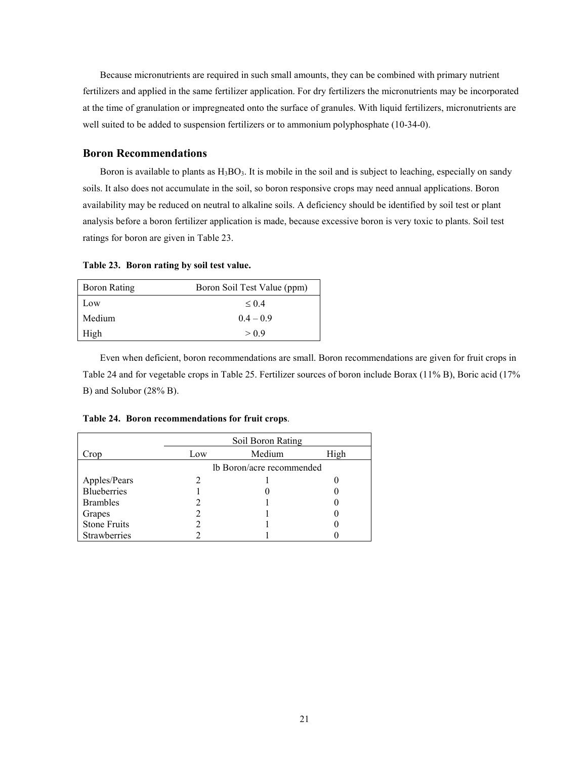Because micronutrients are required in such small amounts, they can be combined with primary nutrient fertilizers and applied in the same fertilizer application. For dry fertilizers the micronutrients may be incorporated at the time of granulation or impregneated onto the surface of granules. With liquid fertilizers, micronutrients are well suited to be added to suspension fertilizers or to ammonium polyphosphate (10-34-0).

## Boron Recommendations

Boron is available to plants as $H_3BO_3$. It is mobile in the soil and is subject to leaching, especially on sandy soils. It also does not accumulate in the soil, so boron responsive crops may need annual applications. Boron availability may be reduced on neutral to alkaline soils. A deficiency should be identified by soil test or plant analysis before a boron fertilizer application is made, because excessive boron is very toxic to plants. Soil test ratings for boron are given in Table 23.

**Table 23. Boron rating by soil test value.**

| Boron Rating | Boron Soil Test Value (ppm) |
|---|---|
| Low | ≤ 0.4 |
| Medium | 0.4 – 0.9 |
| High | > 0.9 |

Even when deficient, boron recommendations are small. Boron recommendations are given for fruit crops in Table 24 and for vegetable crops in Table 25. Fertilizer sources of boron include Borax (11% B), Boric acid (17% B) and Solubor (28% B).

**Table 24. Boron recommendations for fruit crops**.

| | Soil Boron Rating | | |
|---|---|---|---|
| Crop | Low | Medium | High |
| | lb Boron/acre recommended | | |
| Apples/Pears | 2 | 1 | 0 |
| Blueberries | 1 | 0 | 0 |
| Brambles | 2 | 1 | 0 |
| Grapes | 2 | 1 | 0 |
| Stone Fruits | 2 | 1 | 0 |
| Strawberries | 2 | 1 | 0 |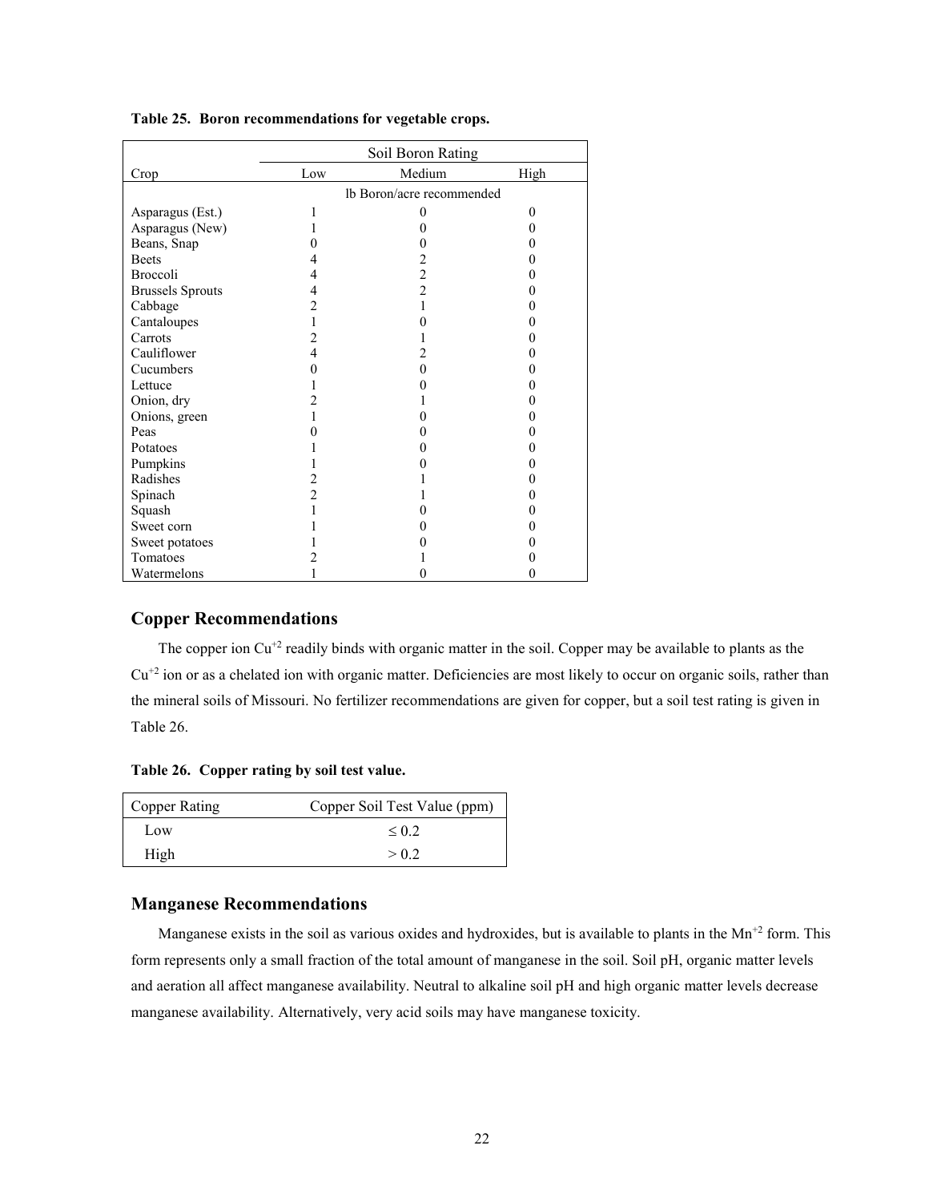**Table 25. Boron recommendations for vegetable crops.**

| Crop | Soil Boron Rating | | |
|---|---|---|---|
| | Low | Medium | High |
| | lb Boron/acre recommended | | |
| Asparagus (Est.) | 1 | 0 | 0 |
| Asparagus (New) | 1 | 0 | 0 |
| Beans, Snap | 0 | 0 | 0 |
| Beets | 4 | 2 | 0 |
| Broccoli | 4 | 2 | 0 |
| Brussels Sprouts | 4 | 2 | 0 |
| Cabbage | 2 | 1 | 0 |
| Cantaloupes | 1 | 0 | 0 |
| Carrots | 2 | 1 | 0 |
| Cauliflower | 4 | 2 | 0 |
| Cucumbers | 0 | 0 | 0 |
| Lettuce | 1 | 0 | 0 |
| Onion, dry | 2 | 1 | 0 |
| Onions, green | 1 | 0 | 0 |
| Peas | 0 | 0 | 0 |
| Potatoes | 1 | 0 | 0 |
| Pumpkins | 1 | 0 | 0 |
| Radishes | 2 | 1 | 0 |
| Spinach | 2 | 1 | 0 |
| Squash | 1 | 0 | 0 |
| Sweet corn | 1 | 0 | 0 |
| Sweet potatoes | 1 | 0 | 0 |
| Tomatoes | 2 | 1 | 0 |
| Watermelons | 1 | 0 | 0 |

## Copper Recommendations

The copper ion $Cu^{+2}$ readily binds with organic matter in the soil. Copper may be available to plants as the $Cu^{+2}$ ion or as a chelated ion with organic matter. Deficiencies are most likely to occur on organic soils, rather than the mineral soils of Missouri. No fertilizer recommendations are given for copper, but a soil test rating is given in Table 26.

**Table 26. Copper rating by soil test value.**

| Copper Rating | Copper Soil Test Value (ppm) |
|---|---|
| Low | $\leq 0.2$ |
| High | $> 0.2$ |

## Manganese Recommendations

Manganese exists in the soil as various oxides and hydroxides, but is available to plants in the $Mn^{+2}$ form. This form represents only a small fraction of the total amount of manganese in the soil. Soil pH, organic matter levels and aeration all affect manganese availability. Neutral to alkaline soil pH and high organic matter levels decrease manganese availability. Alternatively, very acid soils may have manganese toxicity.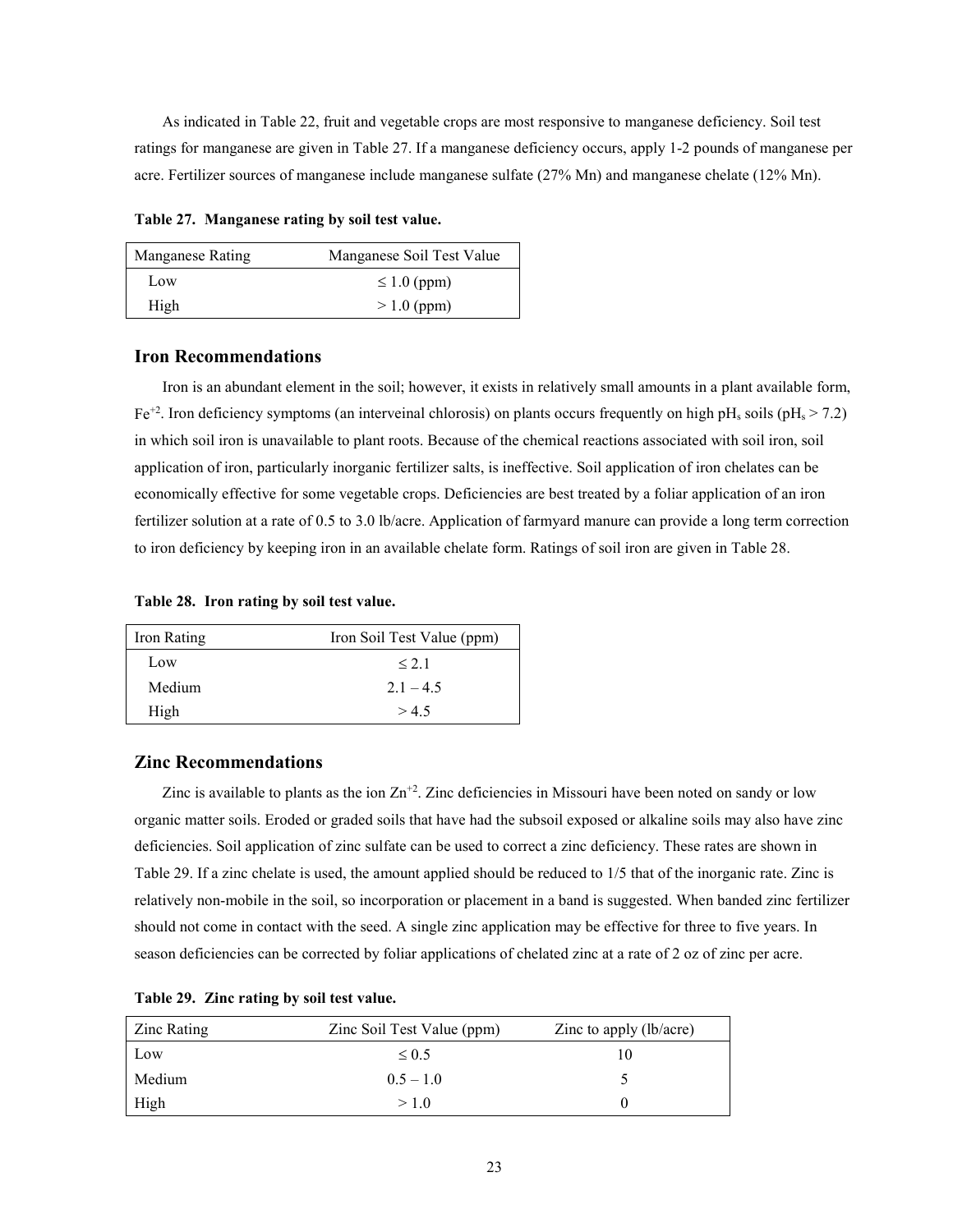As indicated in Table 22, fruit and vegetable crops are most responsive to manganese deficiency. Soil test ratings for manganese are given in Table 27. If a manganese deficiency occurs, apply 1-2 pounds of manganese per acre. Fertilizer sources of manganese include manganese sulfate (27% Mn) and manganese chelate (12% Mn).

**Table 27. Manganese rating by soil test value.**

| Manganese Rating | Manganese Soil Test Value |
|---|---|
| Low | ≤ 1.0 (ppm) |
| High | > 1.0 (ppm) |

## Iron Recommendations

Iron is an abundant element in the soil; however, it exists in relatively small amounts in a plant available form, $Fe^{+2}$. Iron deficiency symptoms (an interveinal chlorosis) on plants occurs frequently on high $pH_s$ soils ($pH_s > 7.2$) in which soil iron is unavailable to plant roots. Because of the chemical reactions associated with soil iron, soil application of iron, particularly inorganic fertilizer salts, is ineffective. Soil application of iron chelates can be economically effective for some vegetable crops. Deficiencies are best treated by a foliar application of an iron fertilizer solution at a rate of 0.5 to 3.0 lb/acre. Application of farmyard manure can provide a long term correction to iron deficiency by keeping iron in an available chelate form. Ratings of soil iron are given in Table 28.

**Table 28. Iron rating by soil test value.**

| Iron Rating | Iron Soil Test Value (ppm) |
|---|---|
| Low | ≤ 2.1 |
| Medium | 2.1 – 4.5 |
| High | > 4.5 |

## Zinc Recommendations

Zinc is available to plants as the ion $Zn^{+2}$. Zinc deficiencies in Missouri have been noted on sandy or low organic matter soils. Eroded or graded soils that have had the subsoil exposed or alkaline soils may also have zinc deficiencies. Soil application of zinc sulfate can be used to correct a zinc deficiency. These rates are shown in Table 29. If a zinc chelate is used, the amount applied should be reduced to 1/5 that of the inorganic rate. Zinc is relatively non-mobile in the soil, so incorporation or placement in a band is suggested. When banded zinc fertilizer should not come in contact with the seed. A single zinc application may be effective for three to five years. In season deficiencies can be corrected by foliar applications of chelated zinc at a rate of 2 oz of zinc per acre.

**Table 29. Zinc rating by soil test value.**

| Zinc Rating | Zinc Soil Test Value (ppm) | Zinc to apply (lb/acre) |
|---|---|---|
| Low | ≤ 0.5 | 10 |
| Medium | 0.5 – 1.0 | 5 |
| High | > 1.0 | 0 |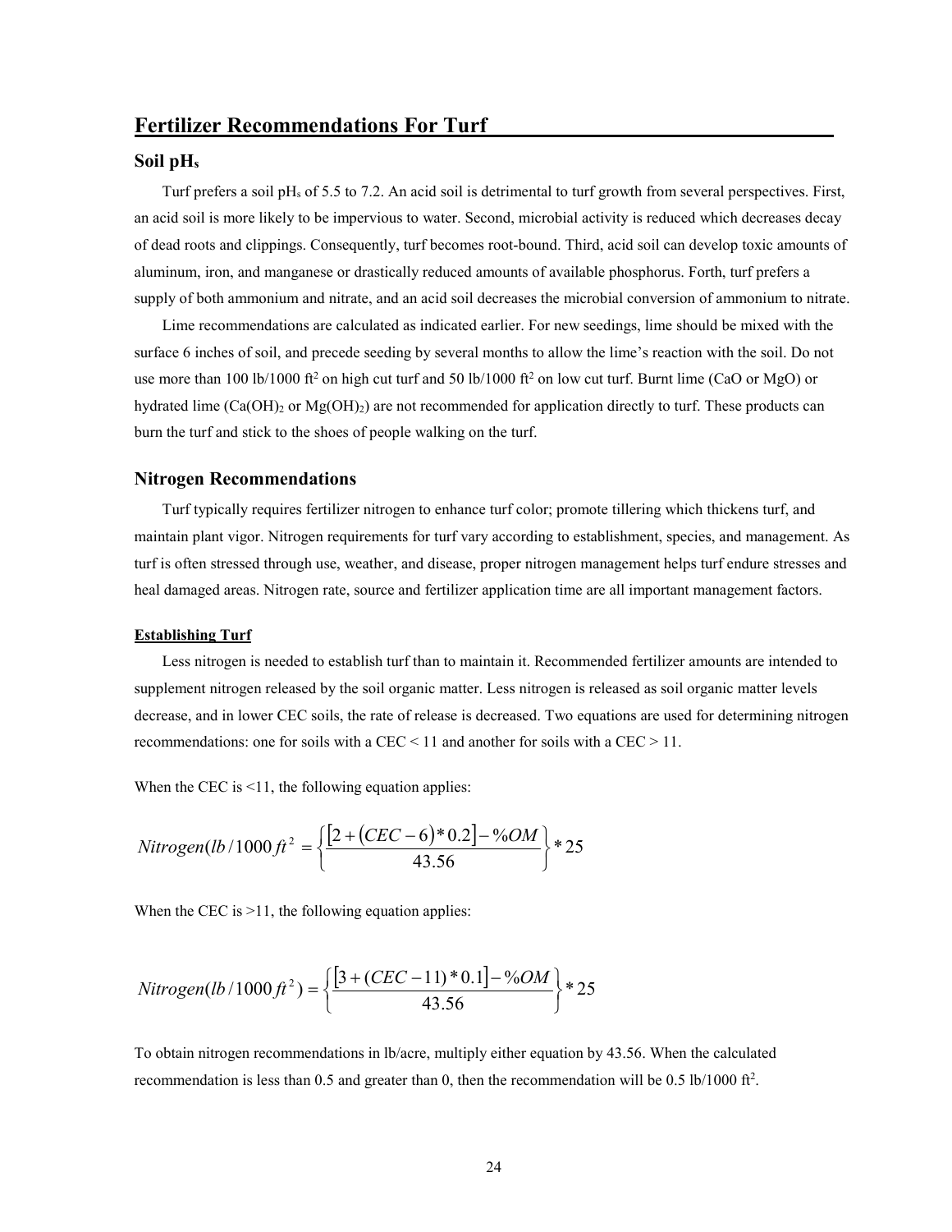## Fertilizer Recommendations For Turf

### Soil $pH_s$

Turf prefers a soil $pH_s$ of 5.5 to 7.2. An acid soil is detrimental to turf growth from several perspectives. First, an acid soil is more likely to be impervious to water. Second, microbial activity is reduced which decreases decay of dead roots and clippings. Consequently, turf becomes root-bound. Third, acid soil can develop toxic amounts of aluminum, iron, and manganese or drastically reduced amounts of available phosphorus. Forth, turf prefers a supply of both ammonium and nitrate, and an acid soil decreases the microbial conversion of ammonium to nitrate.

Lime recommendations are calculated as indicated earlier. For new seedings, lime should be mixed with the surface 6 inches of soil, and precede seeding by several months to allow the lime's reaction with the soil. Do not use more than 100 lb/1000 $ft^2$ on high cut turf and 50 lb/1000 $ft^2$ on low cut turf. Burnt lime ($CaO$ or $MgO$) or hydrated lime ($Ca(OH)_2$ or $Mg(OH)_2$) are not recommended for application directly to turf. These products can burn the turf and stick to the shoes of people walking on the turf.

### Nitrogen Recommendations

Turf typically requires fertilizer nitrogen to enhance turf color; promote tillering which thickens turf, and maintain plant vigor. Nitrogen requirements for turf vary according to establishment, species, and management. As turf is often stressed through use, weather, and disease, proper nitrogen management helps turf endure stresses and heal damaged areas. Nitrogen rate, source and fertilizer application time are all important management factors.

#### Establishing Turf

Less nitrogen is needed to establish turf than to maintain it. Recommended fertilizer amounts are intended to supplement nitrogen released by the soil organic matter. Less nitrogen is released as soil organic matter levels decrease, and in lower CEC soils, the rate of release is decreased. Two equations are used for determining nitrogen recommendations: one for soils with a CEC < 11 and another for soils with a CEC > 11.

When the CEC is <11, the following equation applies:

$$Nitrogen(lb/1000\,ft^2 = \left\{\frac{[2+(CEC-6)*0.2]-\%OM}{43.56}\right\}*25$$

When the CEC is >11, the following equation applies:

$$Nitrogen(lb/1000\,ft^2) = \left\{\frac{[3+(CEC-11)*0.1]-\%OM}{43.56}\right\}*25$$

To obtain nitrogen recommendations in lb/acre, multiply either equation by 43.56. When the calculated recommendation is less than 0.5 and greater than 0, then the recommendation will be 0.5 lb/1000 $ft^2$.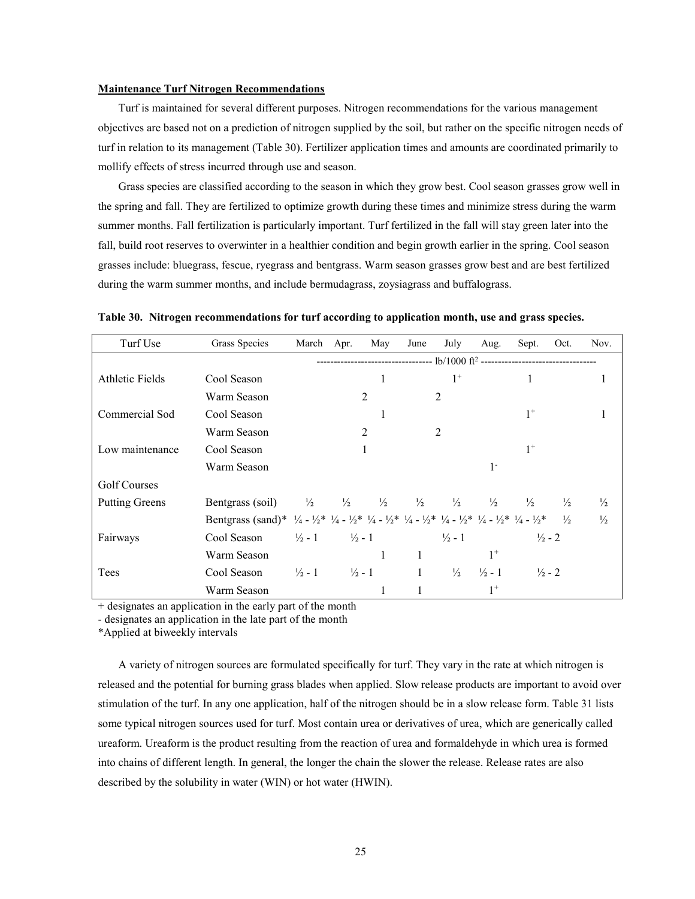**Maintenance Turf Nitrogen Recommendations**

Turf is maintained for several different purposes. Nitrogen recommendations for the various management objectives are based not on a prediction of nitrogen supplied by the soil, but rather on the specific nitrogen needs of turf in relation to its management (Table 30). Fertilizer application times and amounts are coordinated primarily to mollify effects of stress incurred through use and season.

Grass species are classified according to the season in which they grow best. Cool season grasses grow well in the spring and fall. They are fertilized to optimize growth during these times and minimize stress during the warm summer months. Fall fertilization is particularly important. Turf fertilized in the fall will stay green later into the fall, build root reserves to overwinter in a healthier condition and begin growth earlier in the spring. Cool season grasses include: bluegrass, fescue, ryegrass and bentgrass. Warm season grasses grow best and are best fertilized during the warm summer months, and include bermudagrass, zoysiagrass and buffalograss.

**Table 30. Nitrogen recommendations for turf according to application month, use and grass species.**

| Turf Use | Grass Species | March | Apr. | May | June | July | Aug. | Sept. | Oct. | Nov. |
|---|---|---|---|---|---|---|---|---|---|---|
| | | | | | | lb/1000 $ft^2$ | | | | |
| Athletic Fields | Cool Season | | | 1 | | $1^+$ | | 1 | | 1 |
| | Warm Season | | | 2 | | 2 | | | | |
| Commercial Sod | Cool Season | | | 1 | | | | $1^+$ | | 1 |
| | Warm Season | | | 2 | | 2 | | | | |
| Low maintenance | Cool Season | | | 1 | | | | $1^+$ | | |
| | Warm Season | | | | | | $1^-$ | | | |
| Golf Courses | | | | | | | | | | |
| Putting Greens | Bentgrass (soil) | ½ | ½ | ½ | ½ | ½ | ½ | ½ | ½ | ½ |
| | Bentgrass (sand)* | ¼ - ½* | ¼ - ½* | ¼ - ½* | ¼ - ½* | ¼ - ½* | ¼ - ½* | ¼ - ½* | ½ | ½ |
| Fairways | Cool Season | ½ - 1 | ½ - 1 | | | ½ - 1 | | | ½ - 2 | |
| | Warm Season | | | 1 | 1 | | $1^+$ | | | |
| Tees | Cool Season | ½ - 1 | ½ - 1 | | 1 | ½ | ½ - 1 | | ½ - 2 | |
| | Warm Season | | | 1 | 1 | | $1^+$ | | | |

+ designates an application in the early part of the month

- designates an application in the late part of the month

*Applied at biweekly intervals

A variety of nitrogen sources are formulated specifically for turf. They vary in the rate at which nitrogen is released and the potential for burning grass blades when applied. Slow release products are important to avoid over stimulation of the turf. In any one application, half of the nitrogen should be in a slow release form. Table 31 lists some typical nitrogen sources used for turf. Most contain urea or derivatives of urea, which are generically called ureaform. Ureaform is the product resulting from the reaction of urea and formaldehyde in which urea is formed into chains of different length. In general, the longer the chain the slower the release. Release rates are also described by the solubility in water (WIN) or hot water (HWIN).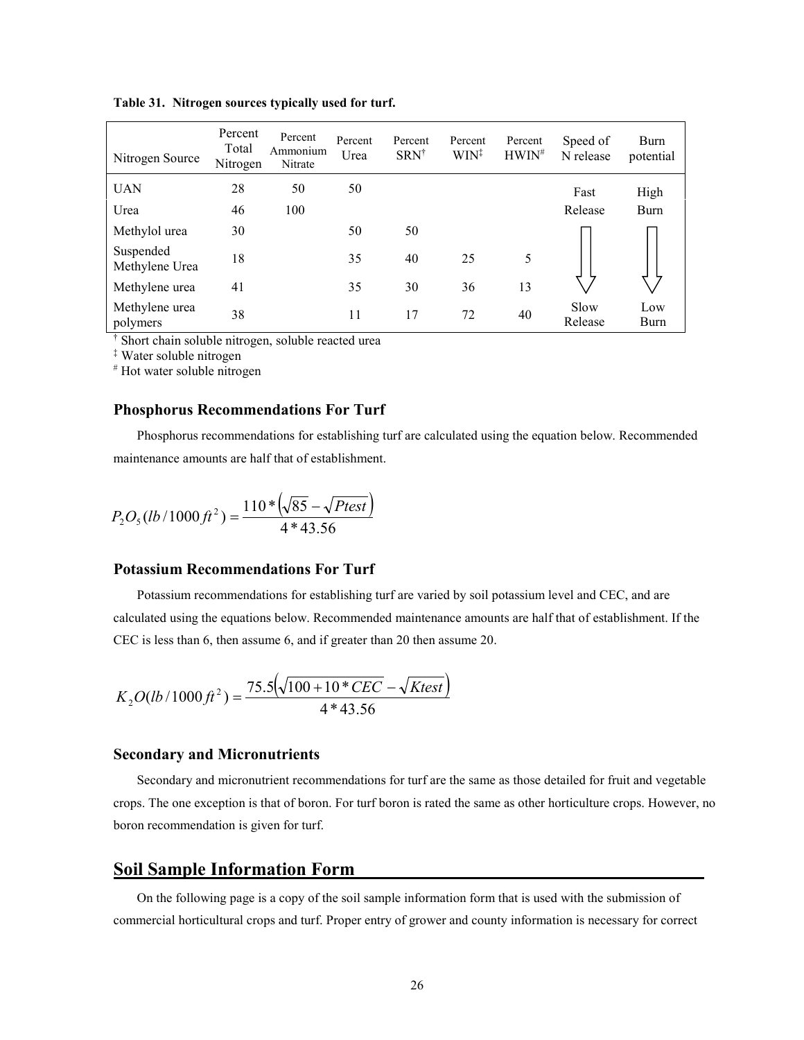**Table 31. Nitrogen sources typically used for turf.**

| Nitrogen Source | Percent Total Nitrogen | Percent Ammonium Nitrate | Percent Urea | Percent SRN[†] | Percent WIN[‡] | Percent HWIN[#] | Speed of N release | Burn potential |
|---|---|---|---|---|---|---|---|---|
| UAN | 28 | 50 | 50 | | | | Fast | High |
| Urea | 46 | 100 | | | | | Release | Burn |
| Methylol urea | 30 | | 50 | 50 | | | | |
| Suspended Methylene Urea | 18 | | 35 | 40 | 25 | 5 | | |
| Methylene urea | 41 | | 35 | 30 | 36 | 13 | | |
| Methylene urea polymers | 38 | | 11 | 17 | 72 | 40 | Slow Release | Low Burn |

[†] Short chain soluble nitrogen, soluble reacted urea
[‡] Water soluble nitrogen
[#] Hot water soluble nitrogen

### Phosphorus Recommendations For Turf

Phosphorus recommendations for establishing turf are calculated using the equation below. Recommended maintenance amounts are half that of establishment.

$$P_2O_5(lb/1000\,ft^2) = \frac{110*\left(\sqrt{85} - \sqrt{Ptest}\right)}{4*43.56}$$

### Potassium Recommendations For Turf

Potassium recommendations for establishing turf are varied by soil potassium level and CEC, and are calculated using the equations below. Recommended maintenance amounts are half that of establishment. If the CEC is less than 6, then assume 6, and if greater than 20 then assume 20.

$$K_2O(lb/1000\,ft^2) = \frac{75.5\left(\sqrt{100 + 10*CEC} - \sqrt{Ktest}\right)}{4*43.56}$$

### Secondary and Micronutrients

Secondary and micronutrient recommendations for turf are the same as those detailed for fruit and vegetable crops. The one exception is that of boron. For turf boron is rated the same as other horticulture crops. However, no boron recommendation is given for turf.

## Soil Sample Information Form

On the following page is a copy of the soil sample information form that is used with the submission of commercial horticultural crops and turf. Proper entry of grower and county information is necessary for correct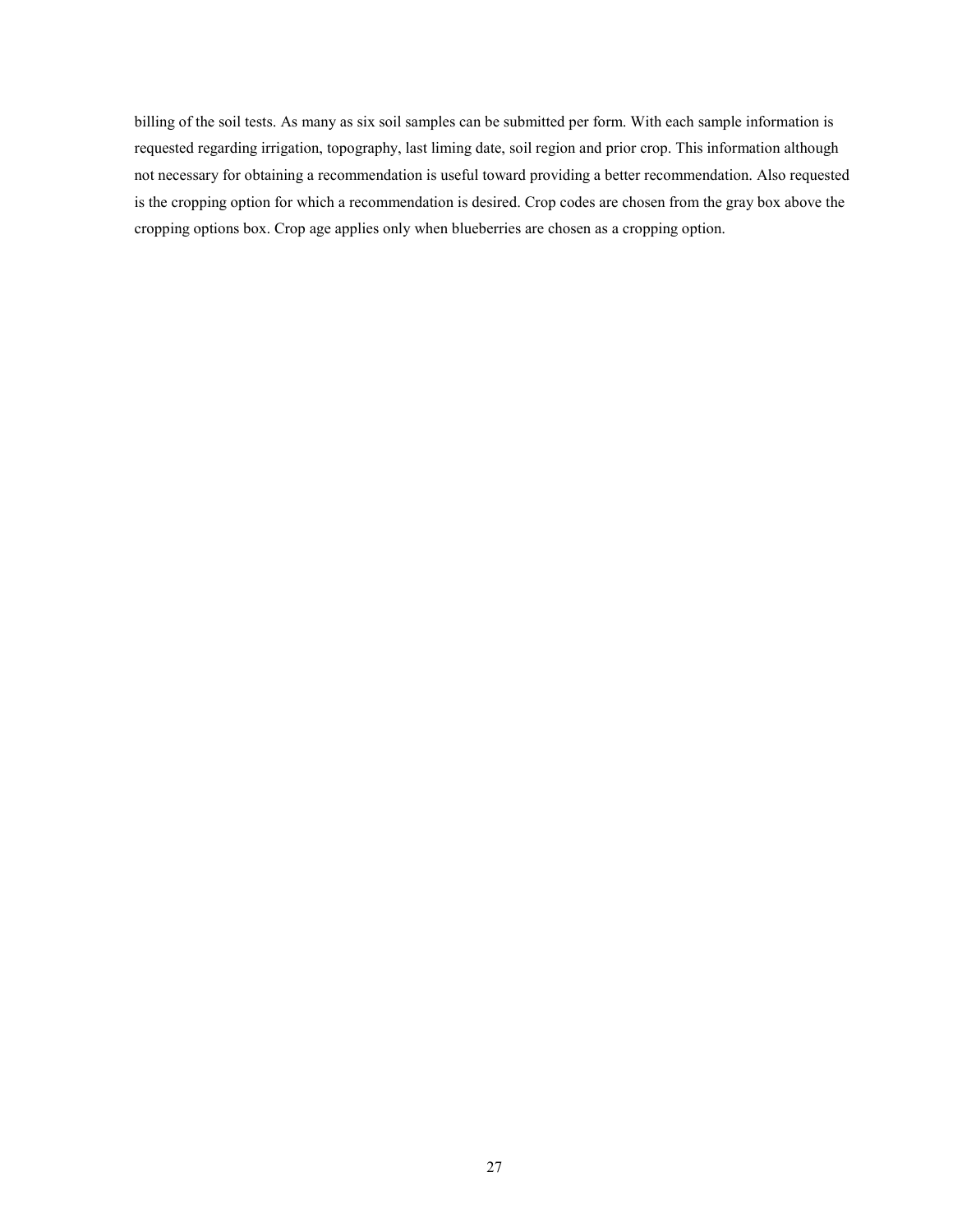billing of the soil tests. As many as six soil samples can be submitted per form. With each sample information is requested regarding irrigation, topography, last liming date, soil region and prior crop. This information although not necessary for obtaining a recommendation is useful toward providing a better recommendation. Also requested is the cropping option for which a recommendation is desired. Crop codes are chosen from the gray box above the cropping options box. Crop age applies only when blueberries are chosen as a cropping option.